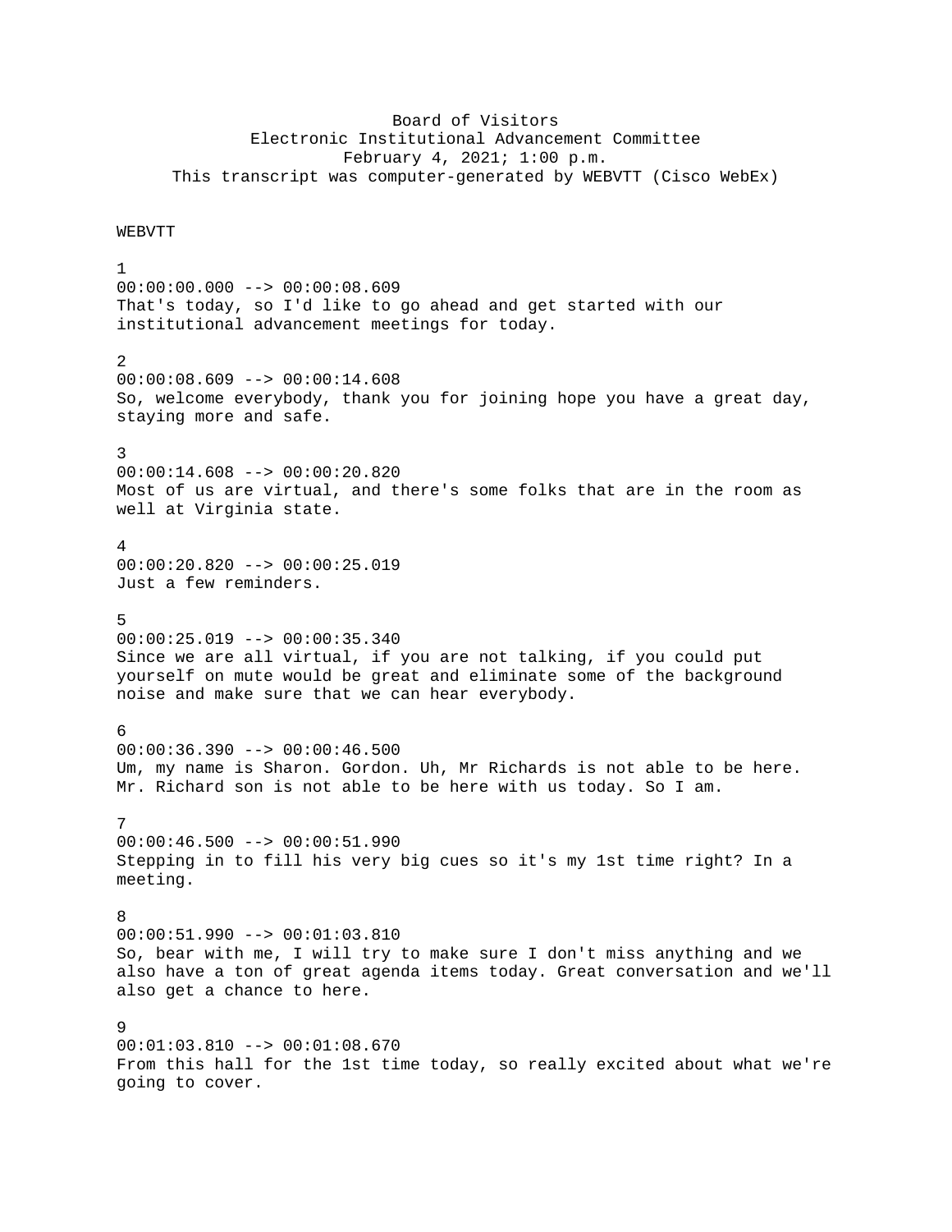Board of Visitors
Electronic Institutional Advancement Committee
February 4, 2021; 1:00 p.m.
This transcript was computer-generated by WEBVTT (Cisco WebEx)

WEBVTT

1
00:00:00.000 --> 00:00:08.609
That's today, so I'd like to go ahead and get started with our institutional advancement meetings for today.

2
00:00:08.609 --> 00:00:14.608
So, welcome everybody, thank you for joining hope you have a great day, staying more and safe.

3
00:00:14.608 --> 00:00:20.820
Most of us are virtual, and there's some folks that are in the room as well at Virginia state.

4
00:00:20.820 --> 00:00:25.019
Just a few reminders.

5
00:00:25.019 --> 00:00:35.340
Since we are all virtual, if you are not talking, if you could put yourself on mute would be great and eliminate some of the background noise and make sure that we can hear everybody.

6
00:00:36.390 --> 00:00:46.500
Um, my name is Sharon. Gordon. Uh, Mr Richards is not able to be here. Mr. Richard son is not able to be here with us today. So I am.

7
00:00:46.500 --> 00:00:51.990
Stepping in to fill his very big cues so it's my 1st time right? In a meeting.

8
00:00:51.990 --> 00:01:03.810
So, bear with me, I will try to make sure I don't miss anything and we also have a ton of great agenda items today. Great conversation and we'll also get a chance to here.

9
00:01:03.810 --> 00:01:08.670
From this hall for the 1st time today, so really excited about what we're going to cover.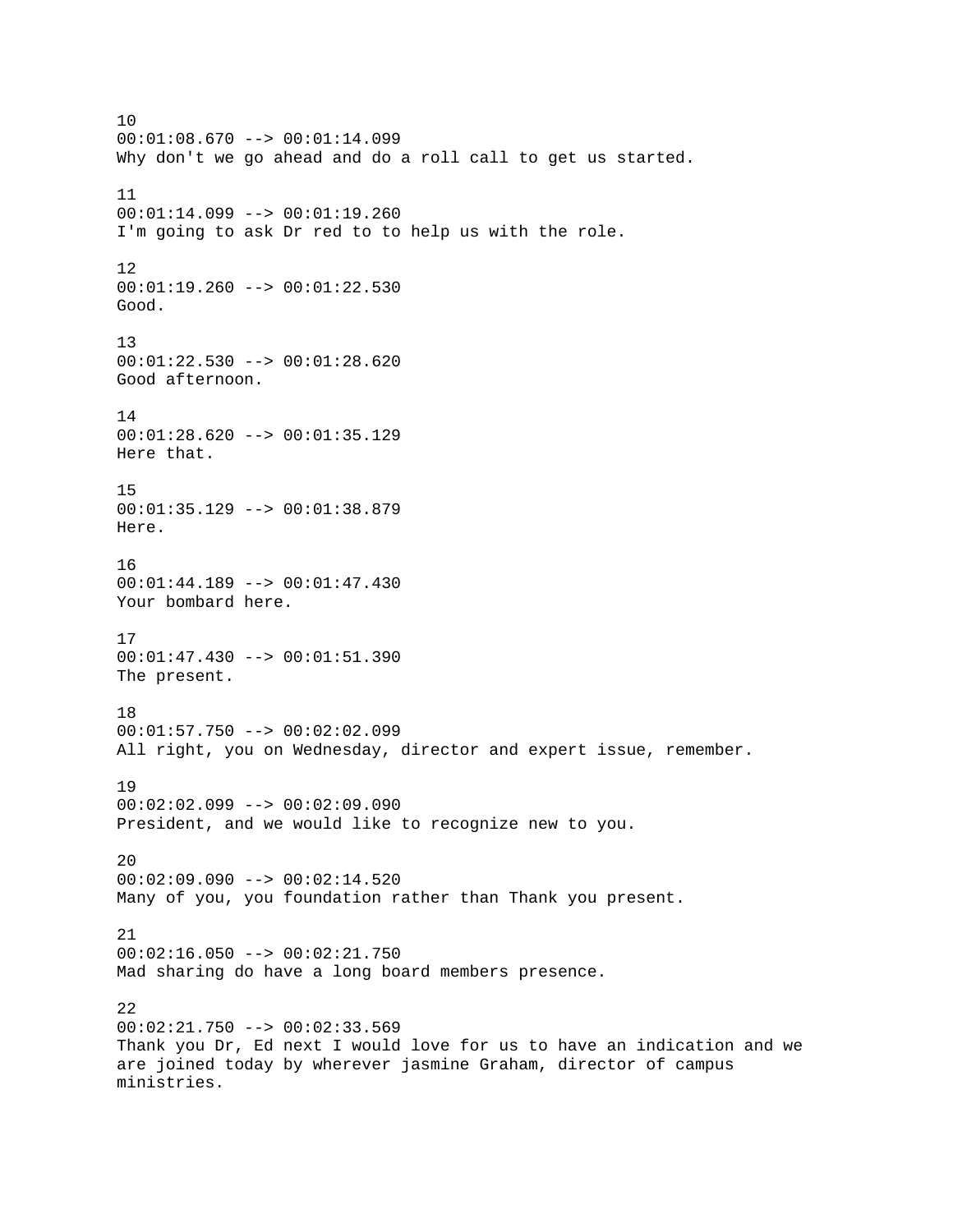10
00:01:08.670 --> 00:01:14.099
Why don't we go ahead and do a roll call to get us started.

11
00:01:14.099 --> 00:01:19.260
I'm going to ask Dr red to to help us with the role.

12
00:01:19.260 --> 00:01:22.530
Good.

13
00:01:22.530 --> 00:01:28.620
Good afternoon.

14
00:01:28.620 --> 00:01:35.129
Here that.

15
00:01:35.129 --> 00:01:38.879
Here.

16
00:01:44.189 --> 00:01:47.430
Your bombard here.

17
00:01:47.430 --> 00:01:51.390
The present.

18
00:01:57.750 --> 00:02:02.099
All right, you on Wednesday, director and expert issue, remember.

19
00:02:02.099 --> 00:02:09.090
President, and we would like to recognize new to you.

20
00:02:09.090 --> 00:02:14.520
Many of you, you foundation rather than Thank you present.

21
00:02:16.050 --> 00:02:21.750
Mad sharing do have a long board members presence.

22
00:02:21.750 --> 00:02:33.569
Thank you Dr, Ed next I would love for us to have an indication and we are joined today by wherever jasmine Graham, director of campus ministries.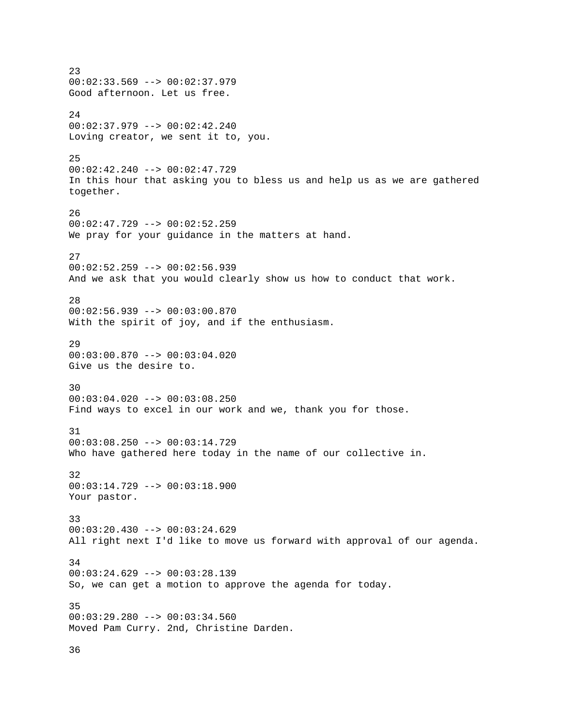23
00:02:33.569 --> 00:02:37.979
Good afternoon. Let us free.

24
00:02:37.979 --> 00:02:42.240
Loving creator, we sent it to, you.

25
00:02:42.240 --> 00:02:47.729
In this hour that asking you to bless us and help us as we are gathered together.

26
00:02:47.729 --> 00:02:52.259
We pray for your guidance in the matters at hand.

27
00:02:52.259 --> 00:02:56.939
And we ask that you would clearly show us how to conduct that work.

28
00:02:56.939 --> 00:03:00.870
With the spirit of joy, and if the enthusiasm.

29
00:03:00.870 --> 00:03:04.020
Give us the desire to.

30
00:03:04.020 --> 00:03:08.250
Find ways to excel in our work and we, thank you for those.

31
00:03:08.250 --> 00:03:14.729
Who have gathered here today in the name of our collective in.

32
00:03:14.729 --> 00:03:18.900
Your pastor.

33
00:03:20.430 --> 00:03:24.629
All right next I'd like to move us forward with approval of our agenda.

34
00:03:24.629 --> 00:03:28.139
So, we can get a motion to approve the agenda for today.

35
00:03:29.280 --> 00:03:34.560
Moved Pam Curry. 2nd, Christine Darden.

36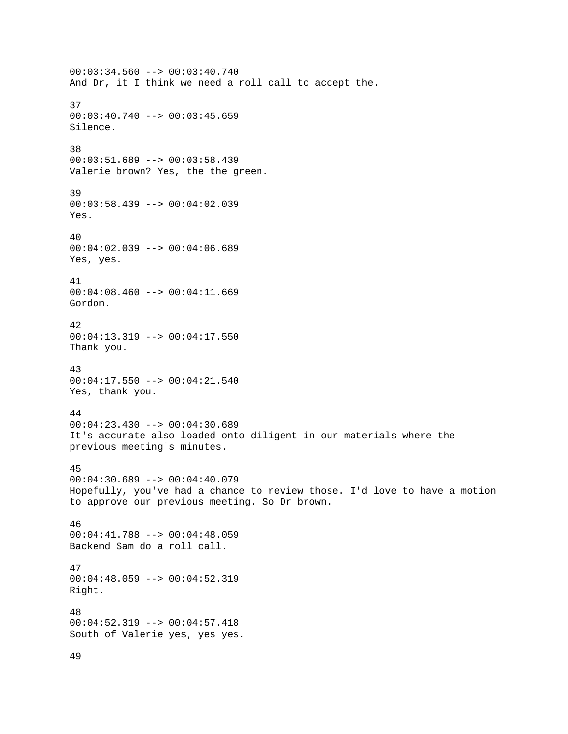00:03:34.560 --> 00:03:40.740
And Dr, it I think we need a roll call to accept the.

37
00:03:40.740 --> 00:03:45.659
Silence.

38
00:03:51.689 --> 00:03:58.439
Valerie brown? Yes, the the green.

39
00:03:58.439 --> 00:04:02.039
Yes.

40
00:04:02.039 --> 00:04:06.689
Yes, yes.

41
00:04:08.460 --> 00:04:11.669
Gordon.

42
00:04:13.319 --> 00:04:17.550
Thank you.

43
00:04:17.550 --> 00:04:21.540
Yes, thank you.

44
00:04:23.430 --> 00:04:30.689
It's accurate also loaded onto diligent in our materials where the previous meeting's minutes.

45
00:04:30.689 --> 00:04:40.079
Hopefully, you've had a chance to review those. I'd love to have a motion to approve our previous meeting. So Dr brown.

46
00:04:41.788 --> 00:04:48.059
Backend Sam do a roll call.

47
00:04:48.059 --> 00:04:52.319
Right.

48
00:04:52.319 --> 00:04:57.418
South of Valerie yes, yes yes.

49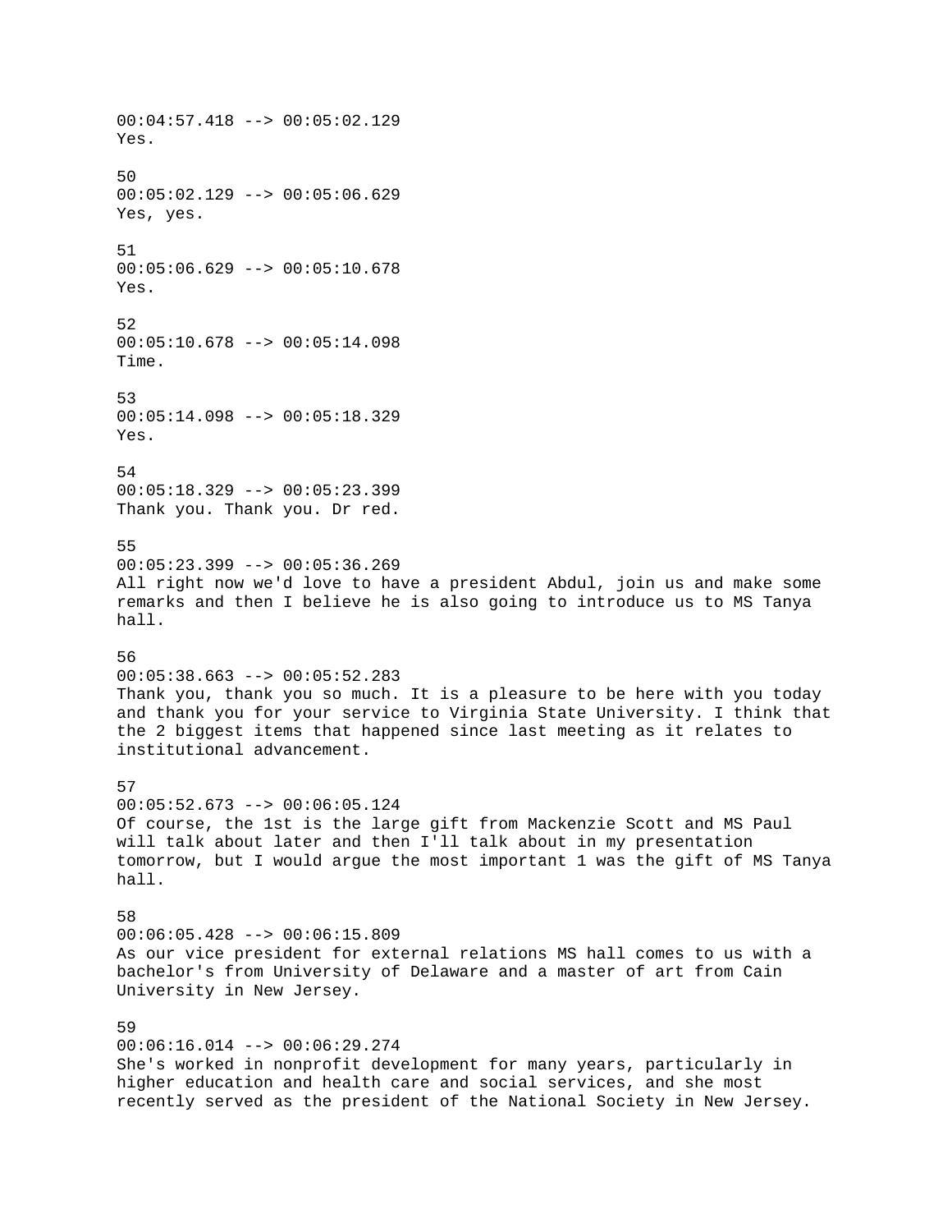00:04:57.418 --> 00:05:02.129
Yes.

50
00:05:02.129 --> 00:05:06.629
Yes, yes.

51
00:05:06.629 --> 00:05:10.678
Yes.

52
00:05:10.678 --> 00:05:14.098
Time.

53
00:05:14.098 --> 00:05:18.329
Yes.

54
00:05:18.329 --> 00:05:23.399
Thank you. Thank you. Dr red.

55
00:05:23.399 --> 00:05:36.269
All right now we'd love to have a president Abdul, join us and make some remarks and then I believe he is also going to introduce us to MS Tanya hall.

56
00:05:38.663 --> 00:05:52.283
Thank you, thank you so much. It is a pleasure to be here with you today and thank you for your service to Virginia State University. I think that the 2 biggest items that happened since last meeting as it relates to institutional advancement.

57
00:05:52.673 --> 00:06:05.124
Of course, the 1st is the large gift from Mackenzie Scott and MS Paul will talk about later and then I'll talk about in my presentation tomorrow, but I would argue the most important 1 was the gift of MS Tanya hall.

58
00:06:05.428 --> 00:06:15.809
As our vice president for external relations MS hall comes to us with a bachelor's from University of Delaware and a master of art from Cain University in New Jersey.

59
00:06:16.014 --> 00:06:29.274
She's worked in nonprofit development for many years, particularly in higher education and health care and social services, and she most recently served as the president of the National Society in New Jersey.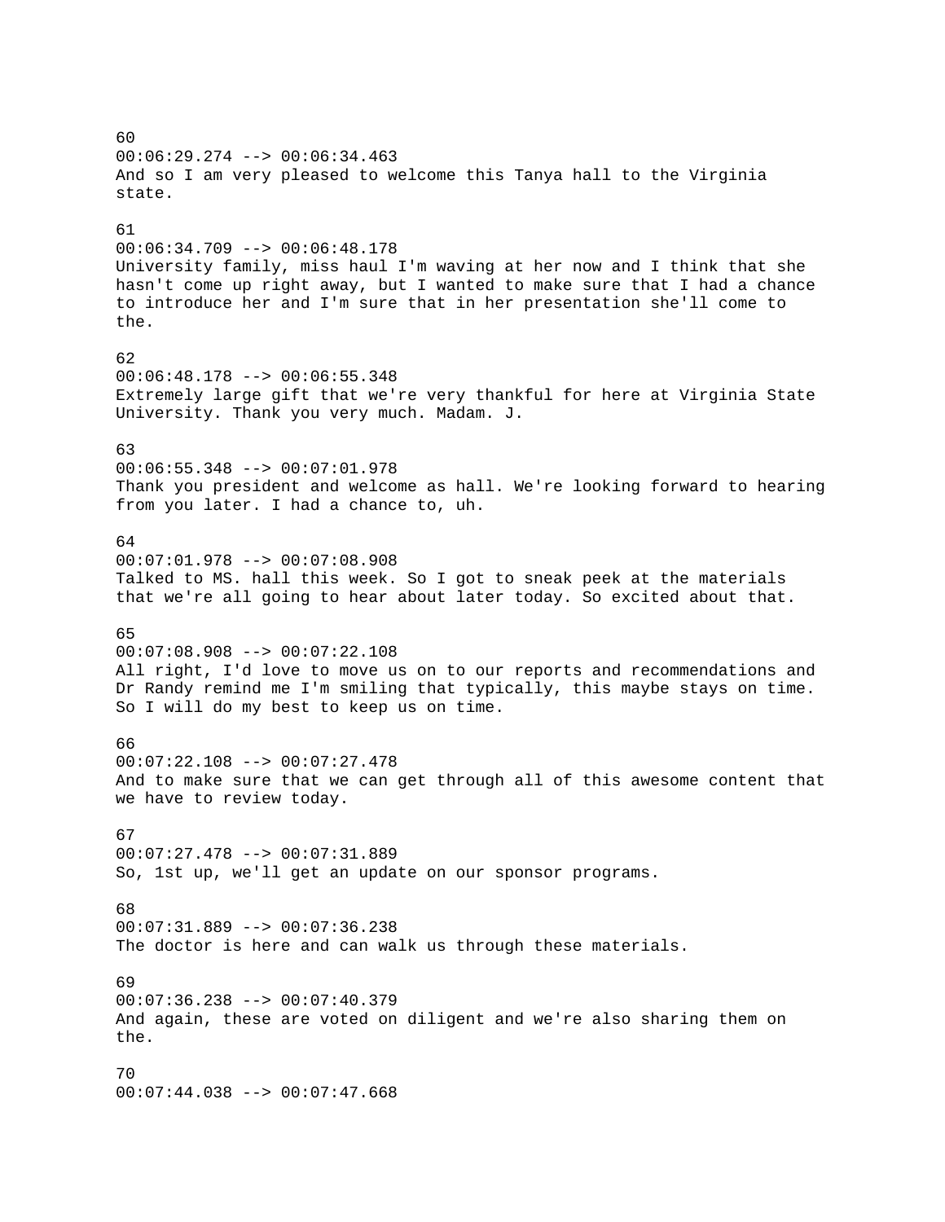60
00:06:29.274 --> 00:06:34.463
And so I am very pleased to welcome this Tanya hall to the Virginia state.

61
00:06:34.709 --> 00:06:48.178
University family, miss haul I'm waving at her now and I think that she hasn't come up right away, but I wanted to make sure that I had a chance to introduce her and I'm sure that in her presentation she'll come to the.

62
00:06:48.178 --> 00:06:55.348
Extremely large gift that we're very thankful for here at Virginia State University. Thank you very much. Madam. J.

63
00:06:55.348 --> 00:07:01.978
Thank you president and welcome as hall. We're looking forward to hearing from you later. I had a chance to, uh.

64
00:07:01.978 --> 00:07:08.908
Talked to MS. hall this week. So I got to sneak peek at the materials that we're all going to hear about later today. So excited about that.

65
00:07:08.908 --> 00:07:22.108
All right, I'd love to move us on to our reports and recommendations and Dr Randy remind me I'm smiling that typically, this maybe stays on time. So I will do my best to keep us on time.

66
00:07:22.108 --> 00:07:27.478
And to make sure that we can get through all of this awesome content that we have to review today.

67
00:07:27.478 --> 00:07:31.889
So, 1st up, we'll get an update on our sponsor programs.

68
00:07:31.889 --> 00:07:36.238
The doctor is here and can walk us through these materials.

69
00:07:36.238 --> 00:07:40.379
And again, these are voted on diligent and we're also sharing them on the.

70
00:07:44.038 --> 00:07:47.668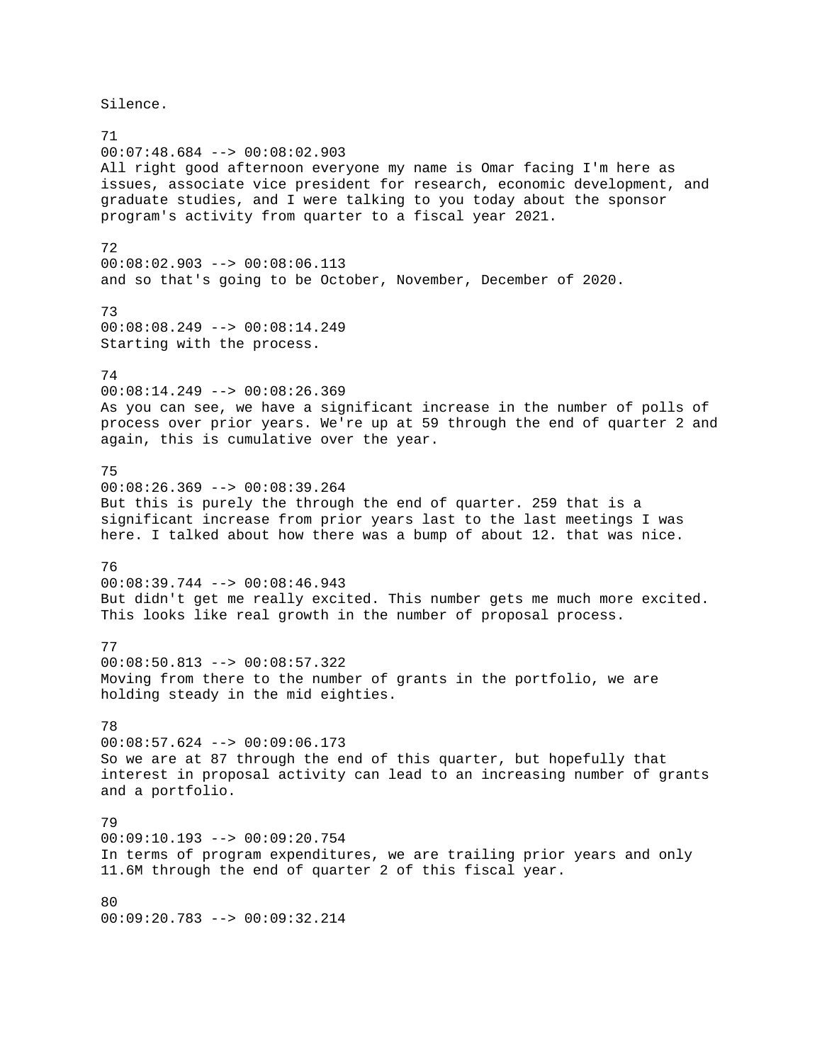Silence.

71
00:07:48.684 --> 00:08:02.903
All right good afternoon everyone my name is Omar facing I'm here as issues, associate vice president for research, economic development, and graduate studies, and I were talking to you today about the sponsor program's activity from quarter to a fiscal year 2021.

72
00:08:02.903 --> 00:08:06.113
and so that's going to be October, November, December of 2020.

73
00:08:08.249 --> 00:08:14.249
Starting with the process.

74
00:08:14.249 --> 00:08:26.369
As you can see, we have a significant increase in the number of polls of process over prior years. We're up at 59 through the end of quarter 2 and again, this is cumulative over the year.

75
00:08:26.369 --> 00:08:39.264
But this is purely the through the end of quarter. 259 that is a significant increase from prior years last to the last meetings I was here. I talked about how there was a bump of about 12. that was nice.

76
00:08:39.744 --> 00:08:46.943
But didn't get me really excited. This number gets me much more excited. This looks like real growth in the number of proposal process.

77
00:08:50.813 --> 00:08:57.322
Moving from there to the number of grants in the portfolio, we are holding steady in the mid eighties.

78
00:08:57.624 --> 00:09:06.173
So we are at 87 through the end of this quarter, but hopefully that interest in proposal activity can lead to an increasing number of grants and a portfolio.

79
00:09:10.193 --> 00:09:20.754
In terms of program expenditures, we are trailing prior years and only 11.6M through the end of quarter 2 of this fiscal year.

80
00:09:20.783 --> 00:09:32.214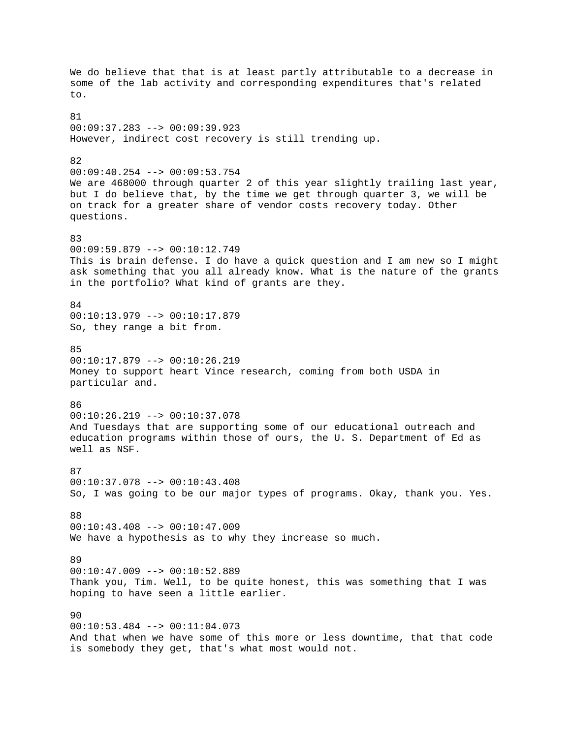We do believe that that is at least partly attributable to a decrease in some of the lab activity and corresponding expenditures that's related to.

81
00:09:37.283 --> 00:09:39.923
However, indirect cost recovery is still trending up.

82
00:09:40.254 --> 00:09:53.754
We are 468000 through quarter 2 of this year slightly trailing last year, but I do believe that, by the time we get through quarter 3, we will be on track for a greater share of vendor costs recovery today. Other questions.

83
00:09:59.879 --> 00:10:12.749
This is brain defense. I do have a quick question and I am new so I might ask something that you all already know. What is the nature of the grants in the portfolio? What kind of grants are they.

84
00:10:13.979 --> 00:10:17.879
So, they range a bit from.

85
00:10:17.879 --> 00:10:26.219
Money to support heart Vince research, coming from both USDA in particular and.

86
00:10:26.219 --> 00:10:37.078
And Tuesdays that are supporting some of our educational outreach and education programs within those of ours, the U. S. Department of Ed as well as NSF.

87
00:10:37.078 --> 00:10:43.408
So, I was going to be our major types of programs. Okay, thank you. Yes.

88
00:10:43.408 --> 00:10:47.009
We have a hypothesis as to why they increase so much.

89
00:10:47.009 --> 00:10:52.889
Thank you, Tim. Well, to be quite honest, this was something that I was hoping to have seen a little earlier.

90
00:10:53.484 --> 00:11:04.073
And that when we have some of this more or less downtime, that that code is somebody they get, that's what most would not.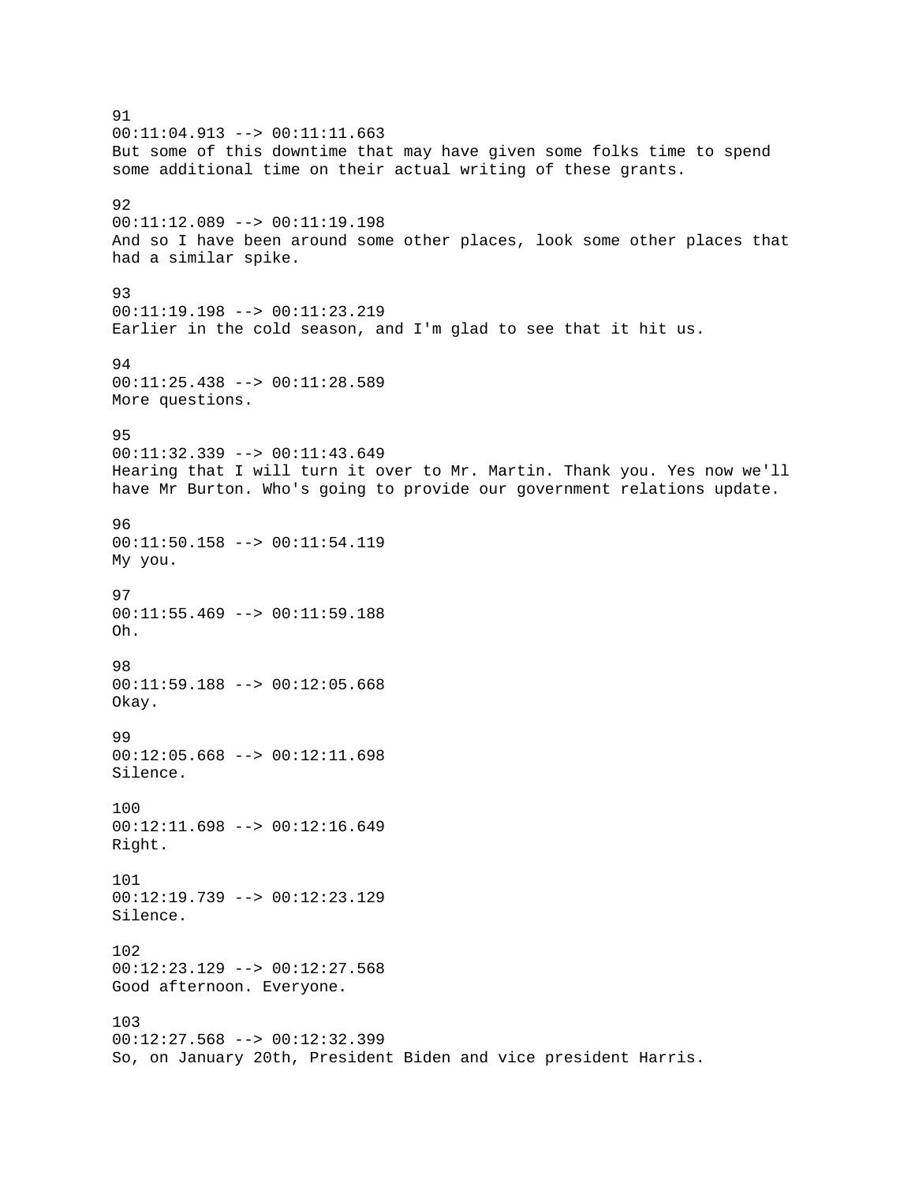91
00:11:04.913 --> 00:11:11.663
But some of this downtime that may have given some folks time to spend some additional time on their actual writing of these grants.

92
00:11:12.089 --> 00:11:19.198
And so I have been around some other places, look some other places that had a similar spike.

93
00:11:19.198 --> 00:11:23.219
Earlier in the cold season, and I'm glad to see that it hit us.

94
00:11:25.438 --> 00:11:28.589
More questions.

95
00:11:32.339 --> 00:11:43.649
Hearing that I will turn it over to Mr. Martin. Thank you. Yes now we'll have Mr Burton. Who's going to provide our government relations update.

96
00:11:50.158 --> 00:11:54.119
My you.

97
00:11:55.469 --> 00:11:59.188
Oh.

98
00:11:59.188 --> 00:12:05.668
Okay.

99
00:12:05.668 --> 00:12:11.698
Silence.

100
00:12:11.698 --> 00:12:16.649
Right.

101
00:12:19.739 --> 00:12:23.129
Silence.

102
00:12:23.129 --> 00:12:27.568
Good afternoon. Everyone.

103
00:12:27.568 --> 00:12:32.399
So, on January 20th, President Biden and vice president Harris.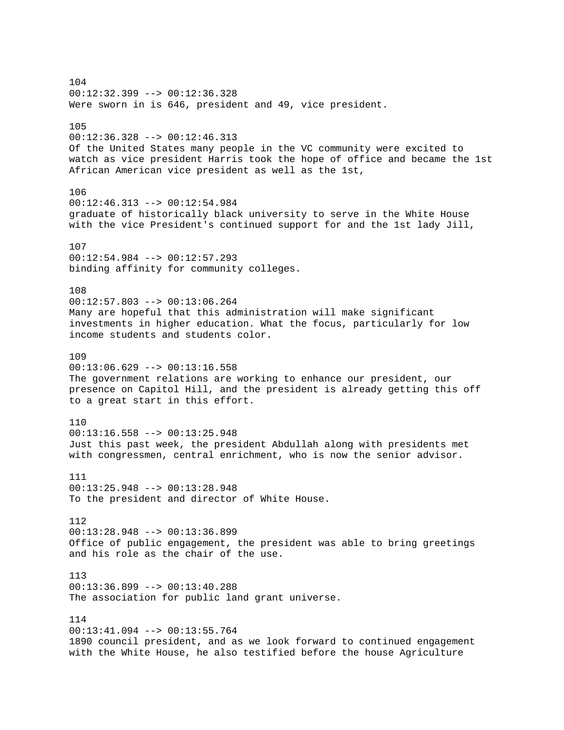104
00:12:32.399 --> 00:12:36.328
Were sworn in is 646, president and 49, vice president.

105
00:12:36.328 --> 00:12:46.313
Of the United States many people in the VC community were excited to watch as vice president Harris took the hope of office and became the 1st African American vice president as well as the 1st,

106
00:12:46.313 --> 00:12:54.984
graduate of historically black university to serve in the White House with the vice President's continued support for and the 1st lady Jill,

107
00:12:54.984 --> 00:12:57.293
binding affinity for community colleges.

108
00:12:57.803 --> 00:13:06.264
Many are hopeful that this administration will make significant investments in higher education. What the focus, particularly for low income students and students color.

109
00:13:06.629 --> 00:13:16.558
The government relations are working to enhance our president, our presence on Capitol Hill, and the president is already getting this off to a great start in this effort.

110
00:13:16.558 --> 00:13:25.948
Just this past week, the president Abdullah along with presidents met with congressmen, central enrichment, who is now the senior advisor.

111
00:13:25.948 --> 00:13:28.948
To the president and director of White House.

112
00:13:28.948 --> 00:13:36.899
Office of public engagement, the president was able to bring greetings and his role as the chair of the use.

113
00:13:36.899 --> 00:13:40.288
The association for public land grant universe.

114
00:13:41.094 --> 00:13:55.764
1890 council president, and as we look forward to continued engagement with the White House, he also testified before the house Agriculture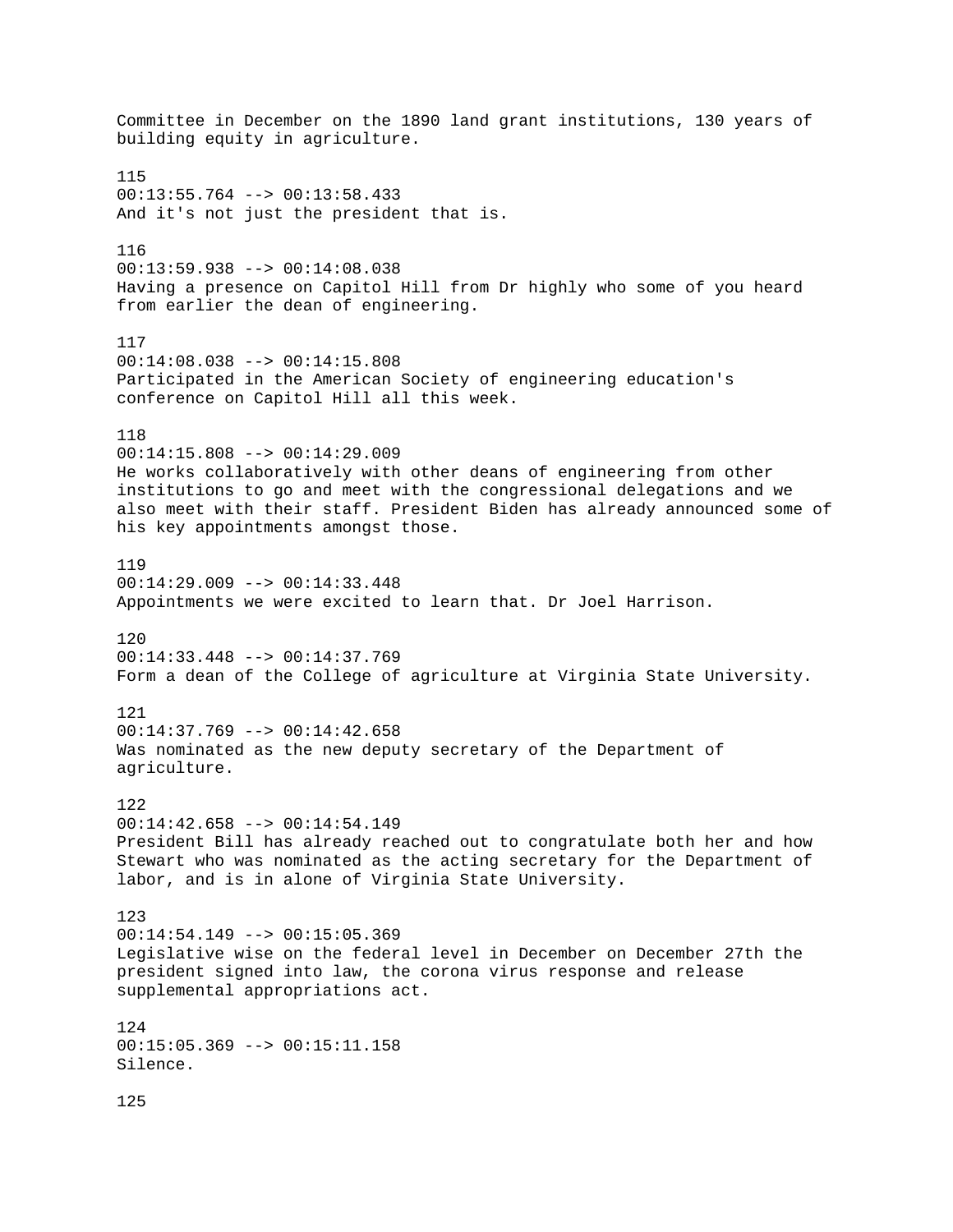Committee in December on the 1890 land grant institutions, 130 years of building equity in agriculture.

115
00:13:55.764 --> 00:13:58.433
And it's not just the president that is.

116
00:13:59.938 --> 00:14:08.038
Having a presence on Capitol Hill from Dr highly who some of you heard from earlier the dean of engineering.

117
00:14:08.038 --> 00:14:15.808
Participated in the American Society of engineering education's conference on Capitol Hill all this week.

118
00:14:15.808 --> 00:14:29.009
He works collaboratively with other deans of engineering from other institutions to go and meet with the congressional delegations and we also meet with their staff. President Biden has already announced some of his key appointments amongst those.

119
00:14:29.009 --> 00:14:33.448
Appointments we were excited to learn that. Dr Joel Harrison.

120
00:14:33.448 --> 00:14:37.769
Form a dean of the College of agriculture at Virginia State University.

121
00:14:37.769 --> 00:14:42.658
Was nominated as the new deputy secretary of the Department of agriculture.

122
00:14:42.658 --> 00:14:54.149
President Bill has already reached out to congratulate both her and how Stewart who was nominated as the acting secretary for the Department of labor, and is in alone of Virginia State University.

123
00:14:54.149 --> 00:15:05.369
Legislative wise on the federal level in December on December 27th the president signed into law, the corona virus response and release supplemental appropriations act.

124
00:15:05.369 --> 00:15:11.158
Silence.

125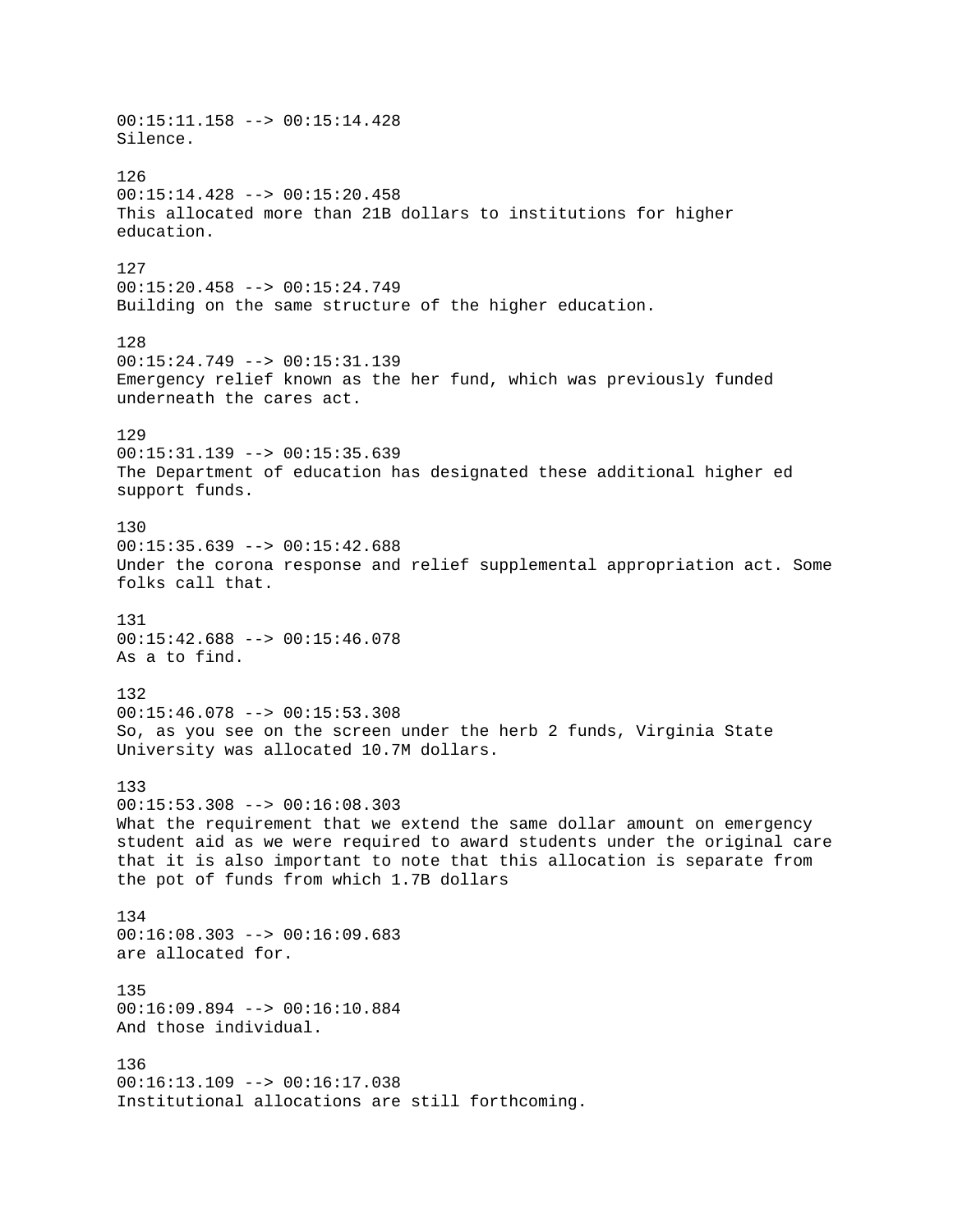00:15:11.158 --> 00:15:14.428
Silence.

126
00:15:14.428 --> 00:15:20.458
This allocated more than 21B dollars to institutions for higher education.

127
00:15:20.458 --> 00:15:24.749
Building on the same structure of the higher education.

128
00:15:24.749 --> 00:15:31.139
Emergency relief known as the her fund, which was previously funded underneath the cares act.

129
00:15:31.139 --> 00:15:35.639
The Department of education has designated these additional higher ed support funds.

130
00:15:35.639 --> 00:15:42.688
Under the corona response and relief supplemental appropriation act. Some folks call that.

131
00:15:42.688 --> 00:15:46.078
As a to find.

132
00:15:46.078 --> 00:15:53.308
So, as you see on the screen under the herb 2 funds, Virginia State University was allocated 10.7M dollars.

133
00:15:53.308 --> 00:16:08.303
What the requirement that we extend the same dollar amount on emergency student aid as we were required to award students under the original care that it is also important to note that this allocation is separate from the pot of funds from which 1.7B dollars

134
00:16:08.303 --> 00:16:09.683
are allocated for.

135
00:16:09.894 --> 00:16:10.884
And those individual.

136
00:16:13.109 --> 00:16:17.038
Institutional allocations are still forthcoming.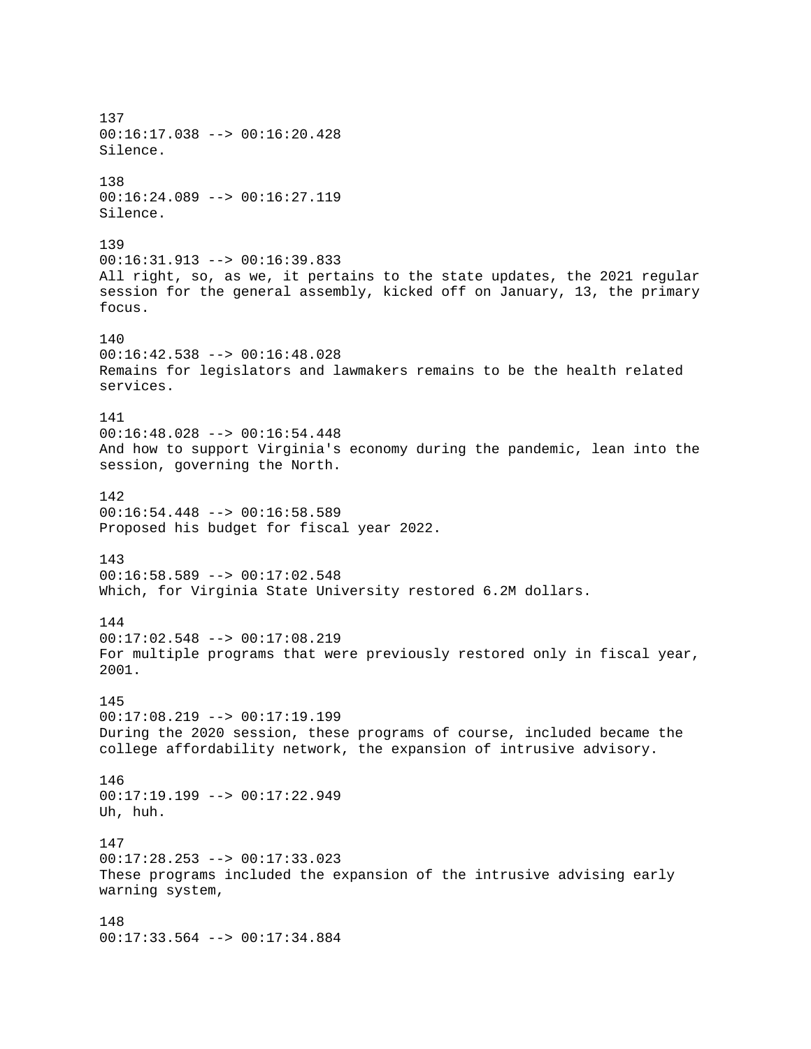137
00:16:17.038 --> 00:16:20.428
Silence.

138
00:16:24.089 --> 00:16:27.119
Silence.

139
00:16:31.913 --> 00:16:39.833
All right, so, as we, it pertains to the state updates, the 2021 regular session for the general assembly, kicked off on January, 13, the primary focus.

140
00:16:42.538 --> 00:16:48.028
Remains for legislators and lawmakers remains to be the health related services.

141
00:16:48.028 --> 00:16:54.448
And how to support Virginia's economy during the pandemic, lean into the session, governing the North.

142
00:16:54.448 --> 00:16:58.589
Proposed his budget for fiscal year 2022.

143
00:16:58.589 --> 00:17:02.548
Which, for Virginia State University restored 6.2M dollars.

144
00:17:02.548 --> 00:17:08.219
For multiple programs that were previously restored only in fiscal year, 2001.

145
00:17:08.219 --> 00:17:19.199
During the 2020 session, these programs of course, included became the college affordability network, the expansion of intrusive advisory.

146
00:17:19.199 --> 00:17:22.949
Uh, huh.

147
00:17:28.253 --> 00:17:33.023
These programs included the expansion of the intrusive advising early warning system,

148
00:17:33.564 --> 00:17:34.884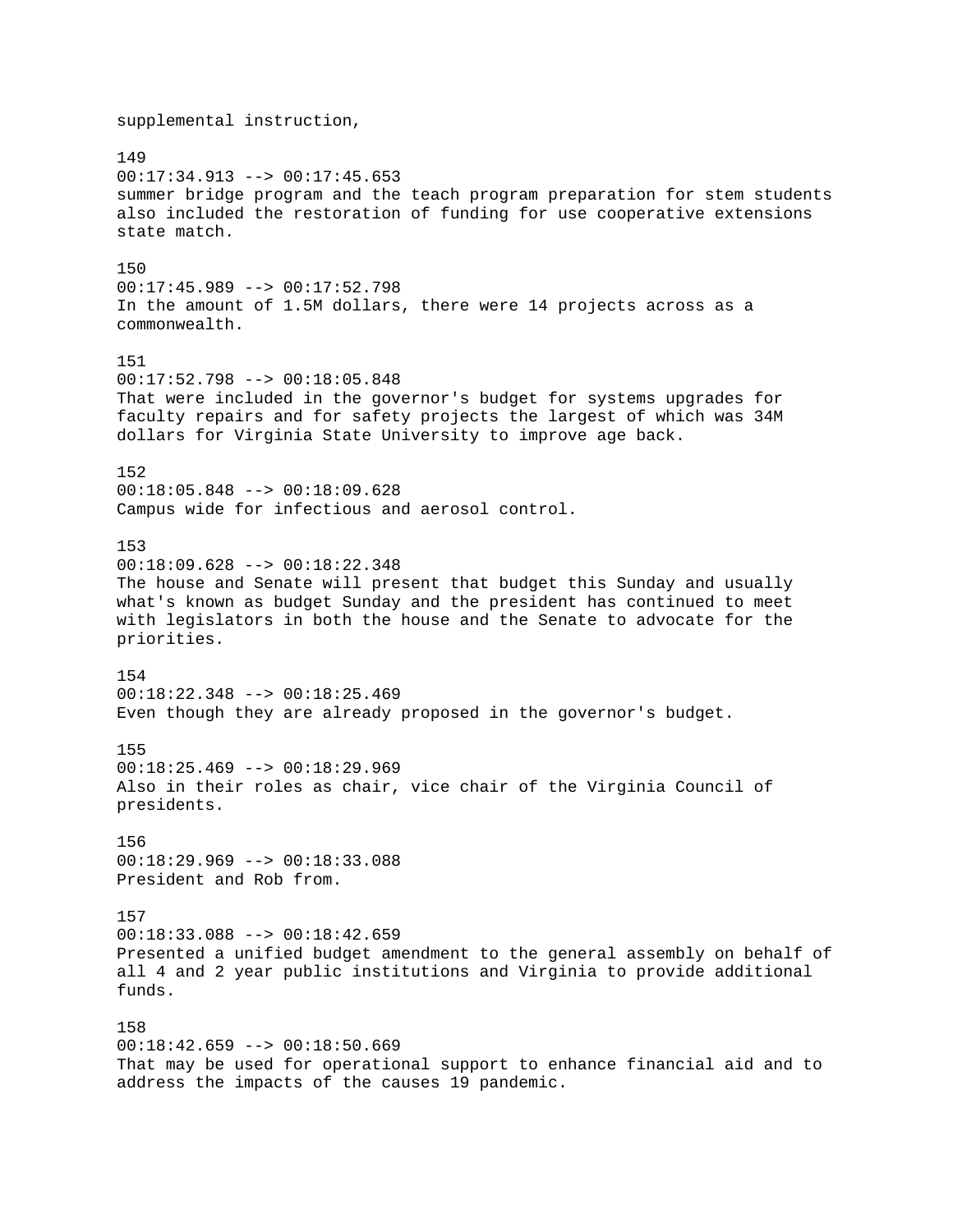supplemental instruction,

149
00:17:34.913 --> 00:17:45.653
summer bridge program and the teach program preparation for stem students also included the restoration of funding for use cooperative extensions state match.

150
00:17:45.989 --> 00:17:52.798
In the amount of 1.5M dollars, there were 14 projects across as a commonwealth.

151
00:17:52.798 --> 00:18:05.848
That were included in the governor's budget for systems upgrades for faculty repairs and for safety projects the largest of which was 34M dollars for Virginia State University to improve age back.

152
00:18:05.848 --> 00:18:09.628
Campus wide for infectious and aerosol control.

153
00:18:09.628 --> 00:18:22.348
The house and Senate will present that budget this Sunday and usually what's known as budget Sunday and the president has continued to meet with legislators in both the house and the Senate to advocate for the priorities.

154
00:18:22.348 --> 00:18:25.469
Even though they are already proposed in the governor's budget.

155
00:18:25.469 --> 00:18:29.969
Also in their roles as chair, vice chair of the Virginia Council of presidents.

156
00:18:29.969 --> 00:18:33.088
President and Rob from.

157
00:18:33.088 --> 00:18:42.659
Presented a unified budget amendment to the general assembly on behalf of all 4 and 2 year public institutions and Virginia to provide additional funds.

158
00:18:42.659 --> 00:18:50.669
That may be used for operational support to enhance financial aid and to address the impacts of the causes 19 pandemic.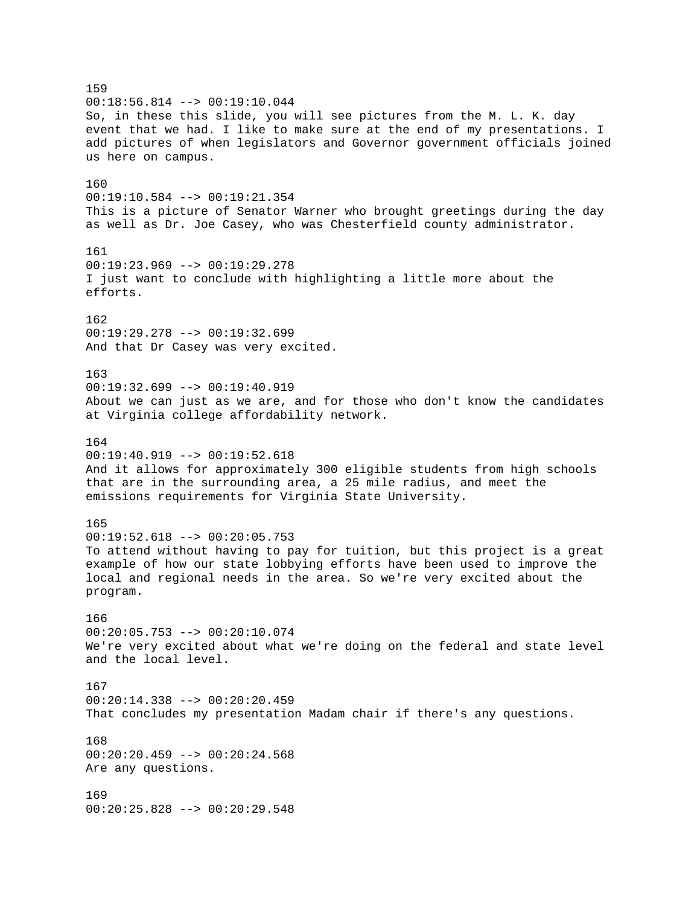159
00:18:56.814 --> 00:19:10.044
So, in these this slide, you will see pictures from the M. L. K. day event that we had. I like to make sure at the end of my presentations. I add pictures of when legislators and Governor government officials joined us here on campus.

160
00:19:10.584 --> 00:19:21.354
This is a picture of Senator Warner who brought greetings during the day as well as Dr. Joe Casey, who was Chesterfield county administrator.

161
00:19:23.969 --> 00:19:29.278
I just want to conclude with highlighting a little more about the efforts.

162
00:19:29.278 --> 00:19:32.699
And that Dr Casey was very excited.

163
00:19:32.699 --> 00:19:40.919
About we can just as we are, and for those who don't know the candidates at Virginia college affordability network.

164
00:19:40.919 --> 00:19:52.618
And it allows for approximately 300 eligible students from high schools that are in the surrounding area, a 25 mile radius, and meet the emissions requirements for Virginia State University.

165
00:19:52.618 --> 00:20:05.753
To attend without having to pay for tuition, but this project is a great example of how our state lobbying efforts have been used to improve the local and regional needs in the area. So we're very excited about the program.

166
00:20:05.753 --> 00:20:10.074
We're very excited about what we're doing on the federal and state level and the local level.

167
00:20:14.338 --> 00:20:20.459
That concludes my presentation Madam chair if there's any questions.

168
00:20:20.459 --> 00:20:24.568
Are any questions.

169
00:20:25.828 --> 00:20:29.548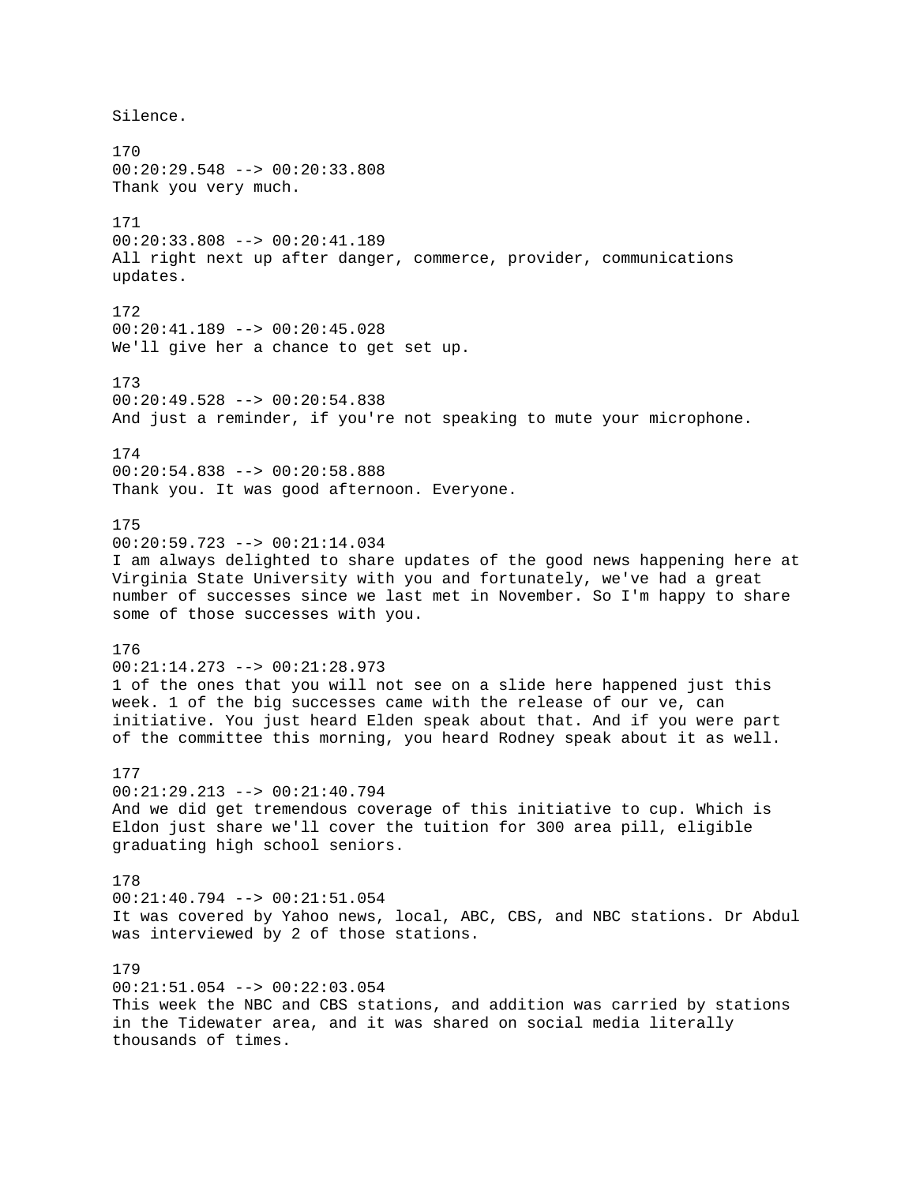Silence.

170
00:20:29.548 --> 00:20:33.808
Thank you very much.

171
00:20:33.808 --> 00:20:41.189
All right next up after danger, commerce, provider, communications updates.

172
00:20:41.189 --> 00:20:45.028
We'll give her a chance to get set up.

173
00:20:49.528 --> 00:20:54.838
And just a reminder, if you're not speaking to mute your microphone.

174
00:20:54.838 --> 00:20:58.888
Thank you. It was good afternoon. Everyone.

175
00:20:59.723 --> 00:21:14.034
I am always delighted to share updates of the good news happening here at Virginia State University with you and fortunately, we've had a great number of successes since we last met in November. So I'm happy to share some of those successes with you.

176
00:21:14.273 --> 00:21:28.973
1 of the ones that you will not see on a slide here happened just this week. 1 of the big successes came with the release of our ve, can initiative. You just heard Elden speak about that. And if you were part of the committee this morning, you heard Rodney speak about it as well.

177
00:21:29.213 --> 00:21:40.794
And we did get tremendous coverage of this initiative to cup. Which is Eldon just share we'll cover the tuition for 300 area pill, eligible graduating high school seniors.

178
00:21:40.794 --> 00:21:51.054
It was covered by Yahoo news, local, ABC, CBS, and NBC stations. Dr Abdul was interviewed by 2 of those stations.

179
00:21:51.054 --> 00:22:03.054
This week the NBC and CBS stations, and addition was carried by stations in the Tidewater area, and it was shared on social media literally thousands of times.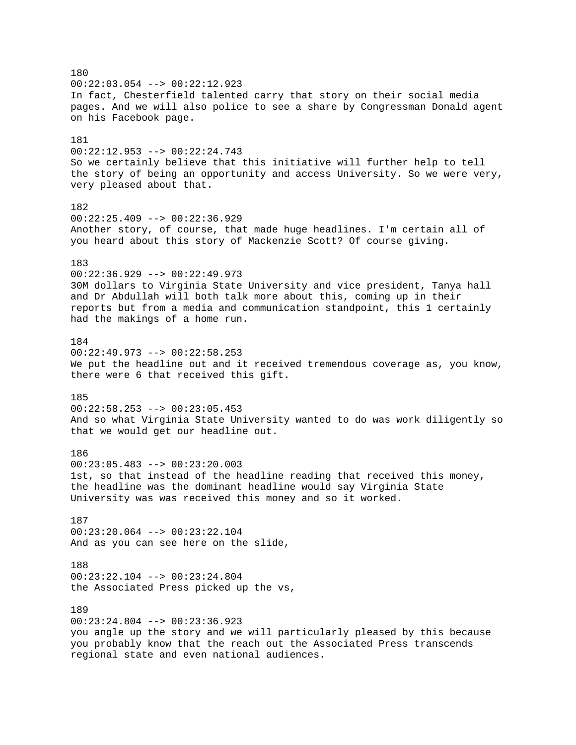180
00:22:03.054 --> 00:22:12.923
In fact, Chesterfield talented carry that story on their social media pages. And we will also police to see a share by Congressman Donald agent on his Facebook page.

181
00:22:12.953 --> 00:22:24.743
So we certainly believe that this initiative will further help to tell the story of being an opportunity and access University. So we were very, very pleased about that.

182
00:22:25.409 --> 00:22:36.929
Another story, of course, that made huge headlines. I'm certain all of you heard about this story of Mackenzie Scott? Of course giving.

183
00:22:36.929 --> 00:22:49.973
30M dollars to Virginia State University and vice president, Tanya hall and Dr Abdullah will both talk more about this, coming up in their reports but from a media and communication standpoint, this 1 certainly had the makings of a home run.

184
00:22:49.973 --> 00:22:58.253
We put the headline out and it received tremendous coverage as, you know, there were 6 that received this gift.

185
00:22:58.253 --> 00:23:05.453
And so what Virginia State University wanted to do was work diligently so that we would get our headline out.

186
00:23:05.483 --> 00:23:20.003
1st, so that instead of the headline reading that received this money, the headline was the dominant headline would say Virginia State University was was received this money and so it worked.

187
00:23:20.064 --> 00:23:22.104
And as you can see here on the slide,

188
00:23:22.104 --> 00:23:24.804
the Associated Press picked up the vs,

189
00:23:24.804 --> 00:23:36.923
you angle up the story and we will particularly pleased by this because you probably know that the reach out the Associated Press transcends regional state and even national audiences.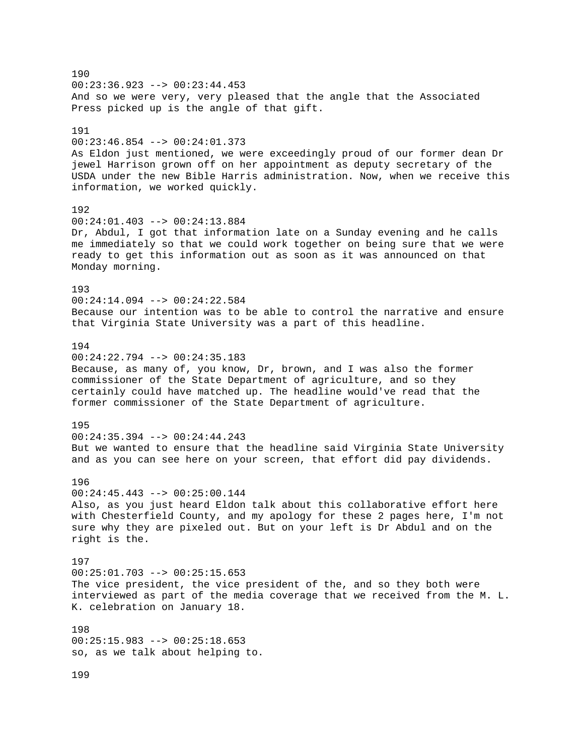190
00:23:36.923 --> 00:23:44.453
And so we were very, very pleased that the angle that the Associated Press picked up is the angle of that gift.

191
00:23:46.854 --> 00:24:01.373
As Eldon just mentioned, we were exceedingly proud of our former dean Dr jewel Harrison grown off on her appointment as deputy secretary of the USDA under the new Bible Harris administration. Now, when we receive this information, we worked quickly.

192
00:24:01.403 --> 00:24:13.884
Dr, Abdul, I got that information late on a Sunday evening and he calls me immediately so that we could work together on being sure that we were ready to get this information out as soon as it was announced on that Monday morning.

193
00:24:14.094 --> 00:24:22.584
Because our intention was to be able to control the narrative and ensure that Virginia State University was a part of this headline.

194
00:24:22.794 --> 00:24:35.183
Because, as many of, you know, Dr, brown, and I was also the former commissioner of the State Department of agriculture, and so they certainly could have matched up. The headline would've read that the former commissioner of the State Department of agriculture.

195
00:24:35.394 --> 00:24:44.243
But we wanted to ensure that the headline said Virginia State University and as you can see here on your screen, that effort did pay dividends.

196
00:24:45.443 --> 00:25:00.144
Also, as you just heard Eldon talk about this collaborative effort here with Chesterfield County, and my apology for these 2 pages here, I'm not sure why they are pixeled out. But on your left is Dr Abdul and on the right is the.

197
00:25:01.703 --> 00:25:15.653
The vice president, the vice president of the, and so they both were interviewed as part of the media coverage that we received from the M. L. K. celebration on January 18.

198
00:25:15.983 --> 00:25:18.653
so, as we talk about helping to.

199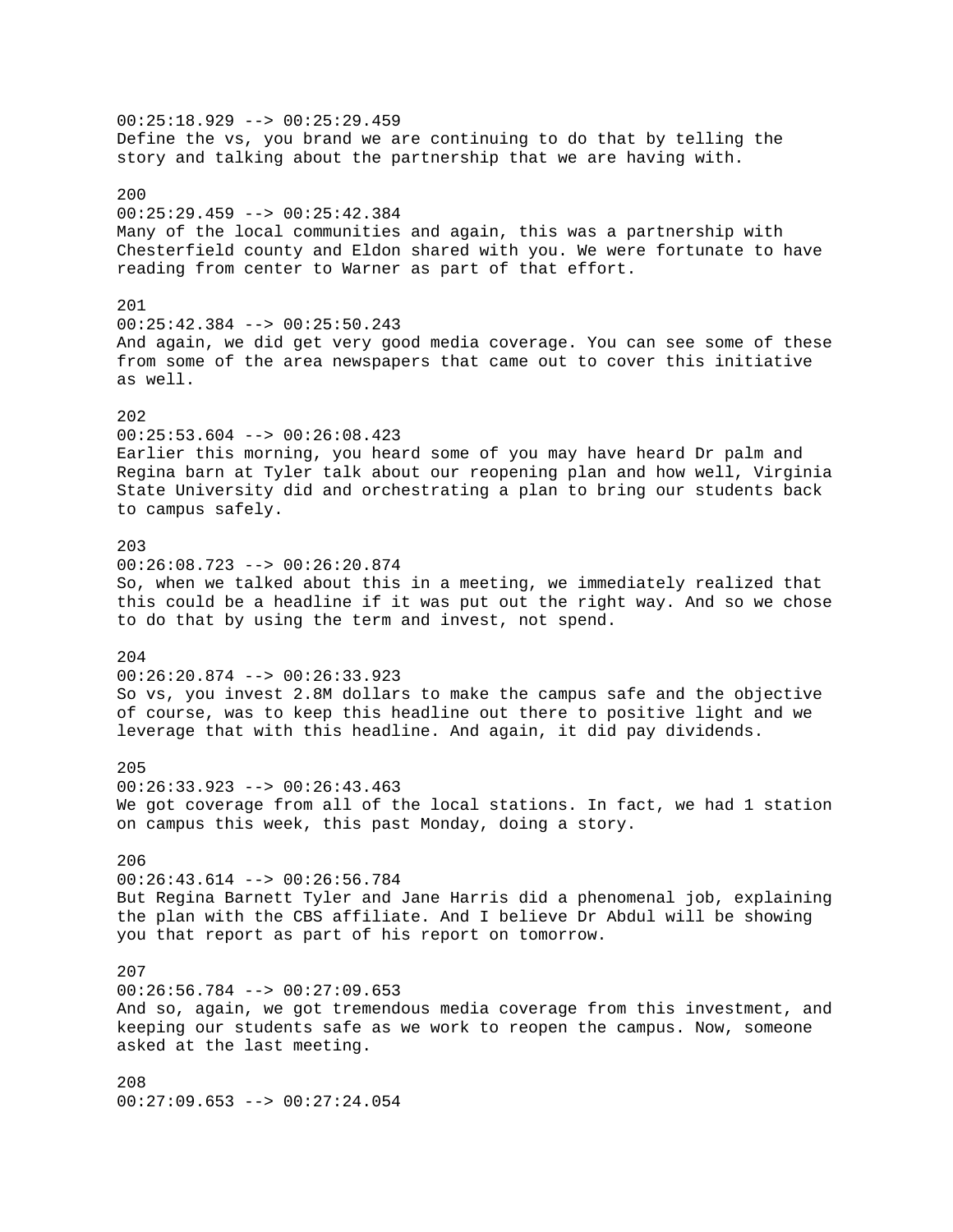00:25:18.929 --> 00:25:29.459
Define the vs, you brand we are continuing to do that by telling the story and talking about the partnership that we are having with.

200
00:25:29.459 --> 00:25:42.384
Many of the local communities and again, this was a partnership with Chesterfield county and Eldon shared with you. We were fortunate to have reading from center to Warner as part of that effort.

201
00:25:42.384 --> 00:25:50.243
And again, we did get very good media coverage. You can see some of these from some of the area newspapers that came out to cover this initiative as well.

202
00:25:53.604 --> 00:26:08.423
Earlier this morning, you heard some of you may have heard Dr palm and Regina barn at Tyler talk about our reopening plan and how well, Virginia State University did and orchestrating a plan to bring our students back to campus safely.

203
00:26:08.723 --> 00:26:20.874
So, when we talked about this in a meeting, we immediately realized that this could be a headline if it was put out the right way. And so we chose to do that by using the term and invest, not spend.

204
00:26:20.874 --> 00:26:33.923
So vs, you invest 2.8M dollars to make the campus safe and the objective of course, was to keep this headline out there to positive light and we leverage that with this headline. And again, it did pay dividends.

205
00:26:33.923 --> 00:26:43.463
We got coverage from all of the local stations. In fact, we had 1 station on campus this week, this past Monday, doing a story.

206
00:26:43.614 --> 00:26:56.784
But Regina Barnett Tyler and Jane Harris did a phenomenal job, explaining the plan with the CBS affiliate. And I believe Dr Abdul will be showing you that report as part of his report on tomorrow.

207
00:26:56.784 --> 00:27:09.653
And so, again, we got tremendous media coverage from this investment, and keeping our students safe as we work to reopen the campus. Now, someone asked at the last meeting.

208
00:27:09.653 --> 00:27:24.054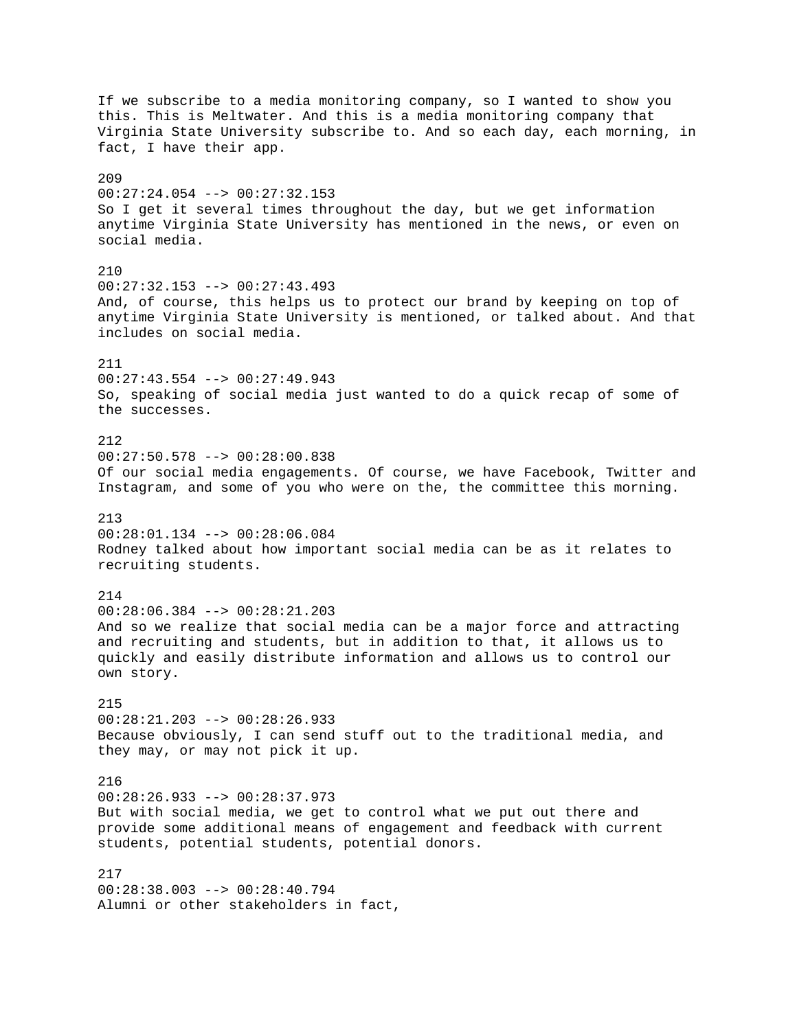If we subscribe to a media monitoring company, so I wanted to show you this. This is Meltwater. And this is a media monitoring company that Virginia State University subscribe to. And so each day, each morning, in fact, I have their app.

209
00:27:24.054 --> 00:27:32.153
So I get it several times throughout the day, but we get information anytime Virginia State University has mentioned in the news, or even on social media.

210
00:27:32.153 --> 00:27:43.493
And, of course, this helps us to protect our brand by keeping on top of anytime Virginia State University is mentioned, or talked about. And that includes on social media.

211
00:27:43.554 --> 00:27:49.943
So, speaking of social media just wanted to do a quick recap of some of the successes.

212
00:27:50.578 --> 00:28:00.838
Of our social media engagements. Of course, we have Facebook, Twitter and Instagram, and some of you who were on the, the committee this morning.

213
00:28:01.134 --> 00:28:06.084
Rodney talked about how important social media can be as it relates to recruiting students.

214
00:28:06.384 --> 00:28:21.203
And so we realize that social media can be a major force and attracting and recruiting and students, but in addition to that, it allows us to quickly and easily distribute information and allows us to control our own story.

215
00:28:21.203 --> 00:28:26.933
Because obviously, I can send stuff out to the traditional media, and they may, or may not pick it up.

216
00:28:26.933 --> 00:28:37.973
But with social media, we get to control what we put out there and provide some additional means of engagement and feedback with current students, potential students, potential donors.

217
00:28:38.003 --> 00:28:40.794
Alumni or other stakeholders in fact,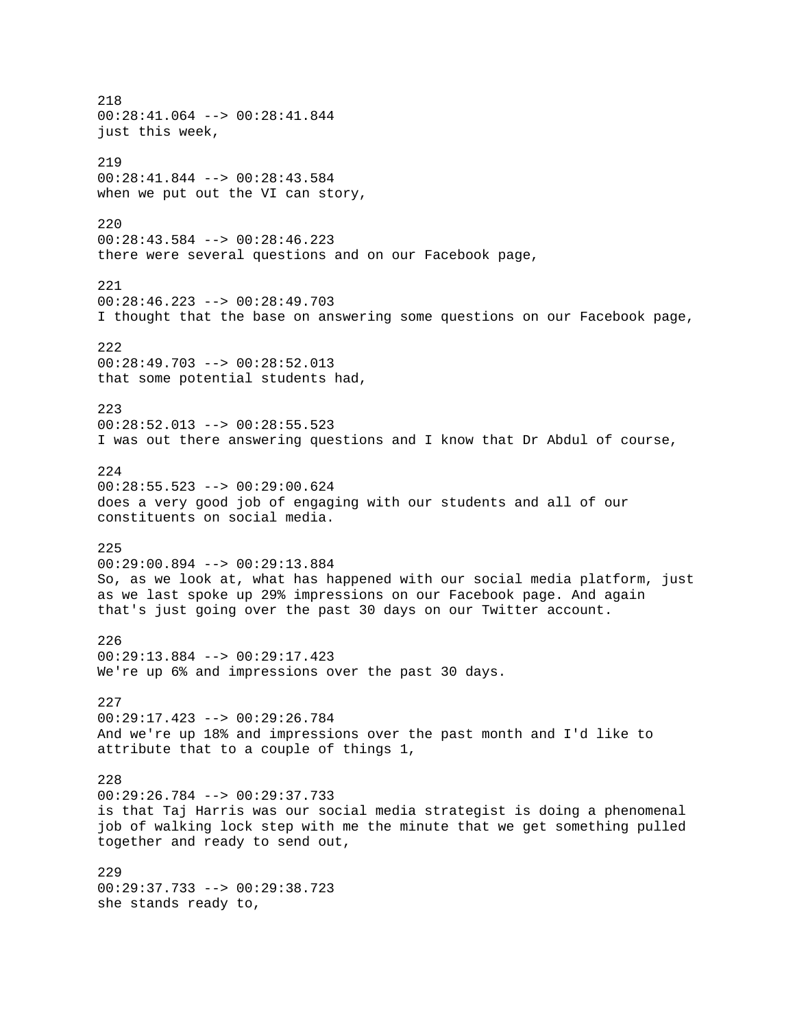218
00:28:41.064 --> 00:28:41.844
just this week,

219
00:28:41.844 --> 00:28:43.584
when we put out the VI can story,

220
00:28:43.584 --> 00:28:46.223
there were several questions and on our Facebook page,

221
00:28:46.223 --> 00:28:49.703
I thought that the base on answering some questions on our Facebook page,

222
00:28:49.703 --> 00:28:52.013
that some potential students had,

223
00:28:52.013 --> 00:28:55.523
I was out there answering questions and I know that Dr Abdul of course,

224
00:28:55.523 --> 00:29:00.624
does a very good job of engaging with our students and all of our constituents on social media.

225
00:29:00.894 --> 00:29:13.884
So, as we look at, what has happened with our social media platform, just as we last spoke up 29% impressions on our Facebook page. And again that's just going over the past 30 days on our Twitter account.

226
00:29:13.884 --> 00:29:17.423
We're up 6% and impressions over the past 30 days.

227
00:29:17.423 --> 00:29:26.784
And we're up 18% and impressions over the past month and I'd like to attribute that to a couple of things 1,

228
00:29:26.784 --> 00:29:37.733
is that Taj Harris was our social media strategist is doing a phenomenal job of walking lock step with me the minute that we get something pulled together and ready to send out,

229
00:29:37.733 --> 00:29:38.723
she stands ready to,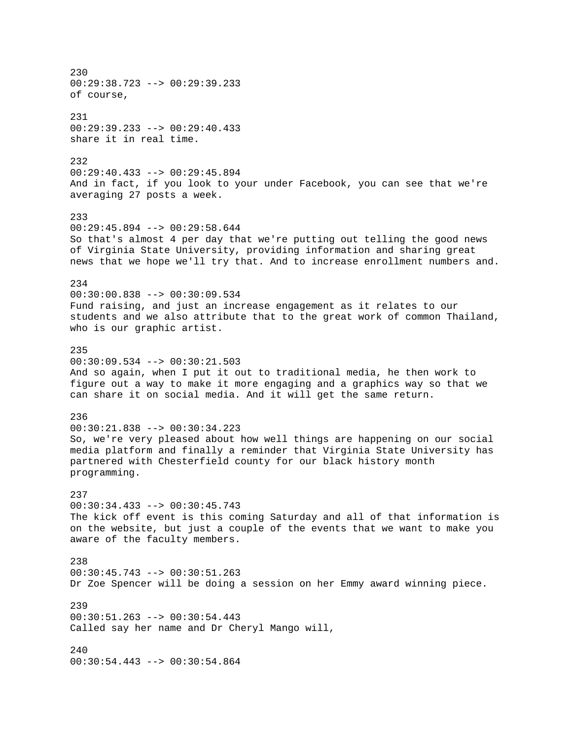230
00:29:38.723 --> 00:29:39.233
of course,

231
00:29:39.233 --> 00:29:40.433
share it in real time.

232
00:29:40.433 --> 00:29:45.894
And in fact, if you look to your under Facebook, you can see that we're averaging 27 posts a week.

233
00:29:45.894 --> 00:29:58.644
So that's almost 4 per day that we're putting out telling the good news of Virginia State University, providing information and sharing great news that we hope we'll try that. And to increase enrollment numbers and.

234
00:30:00.838 --> 00:30:09.534
Fund raising, and just an increase engagement as it relates to our students and we also attribute that to the great work of common Thailand, who is our graphic artist.

235
00:30:09.534 --> 00:30:21.503
And so again, when I put it out to traditional media, he then work to figure out a way to make it more engaging and a graphics way so that we can share it on social media. And it will get the same return.

236
00:30:21.838 --> 00:30:34.223
So, we're very pleased about how well things are happening on our social media platform and finally a reminder that Virginia State University has partnered with Chesterfield county for our black history month programming.

237
00:30:34.433 --> 00:30:45.743
The kick off event is this coming Saturday and all of that information is on the website, but just a couple of the events that we want to make you aware of the faculty members.

238
00:30:45.743 --> 00:30:51.263
Dr Zoe Spencer will be doing a session on her Emmy award winning piece.

239
00:30:51.263 --> 00:30:54.443
Called say her name and Dr Cheryl Mango will,

240
00:30:54.443 --> 00:30:54.864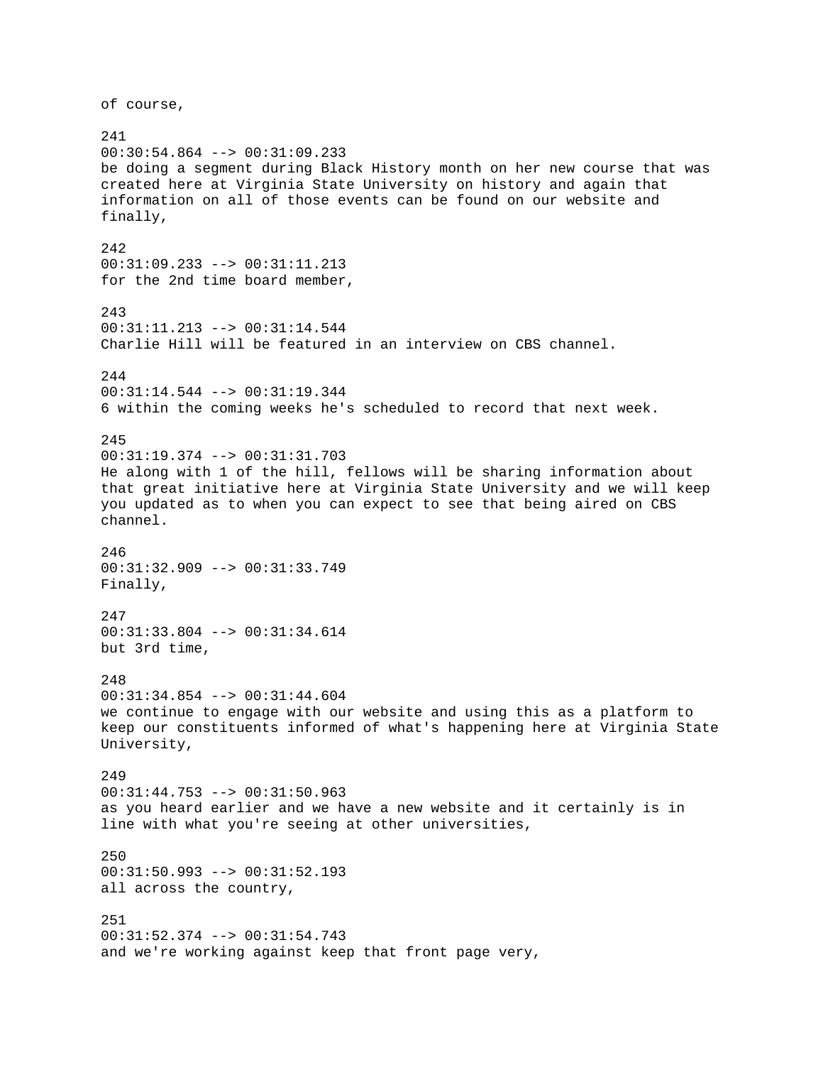of course,

241
00:30:54.864 --> 00:31:09.233
be doing a segment during Black History month on her new course that was created here at Virginia State University on history and again that information on all of those events can be found on our website and finally,

242
00:31:09.233 --> 00:31:11.213
for the 2nd time board member,

243
00:31:11.213 --> 00:31:14.544
Charlie Hill will be featured in an interview on CBS channel.

244
00:31:14.544 --> 00:31:19.344
6 within the coming weeks he's scheduled to record that next week.

245
00:31:19.374 --> 00:31:31.703
He along with 1 of the hill, fellows will be sharing information about that great initiative here at Virginia State University and we will keep you updated as to when you can expect to see that being aired on CBS channel.

246
00:31:32.909 --> 00:31:33.749
Finally,

247
00:31:33.804 --> 00:31:34.614
but 3rd time,

248
00:31:34.854 --> 00:31:44.604
we continue to engage with our website and using this as a platform to keep our constituents informed of what's happening here at Virginia State University,

249
00:31:44.753 --> 00:31:50.963
as you heard earlier and we have a new website and it certainly is in line with what you're seeing at other universities,

250
00:31:50.993 --> 00:31:52.193
all across the country,

251
00:31:52.374 --> 00:31:54.743
and we're working against keep that front page very,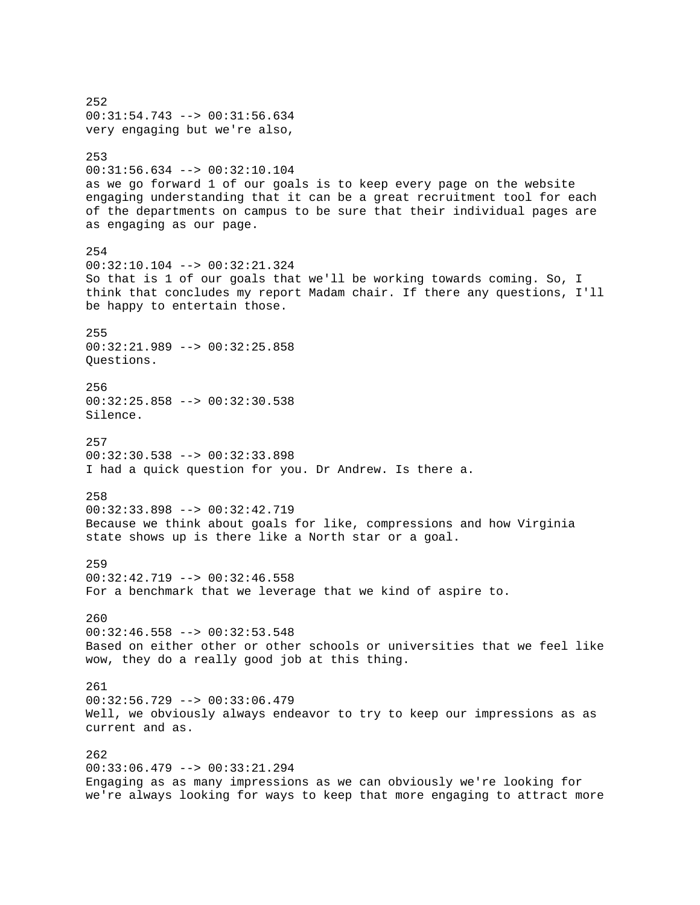252
00:31:54.743 --> 00:31:56.634
very engaging but we're also,

253
00:31:56.634 --> 00:32:10.104
as we go forward 1 of our goals is to keep every page on the website engaging understanding that it can be a great recruitment tool for each of the departments on campus to be sure that their individual pages are as engaging as our page.

254
00:32:10.104 --> 00:32:21.324
So that is 1 of our goals that we'll be working towards coming. So, I think that concludes my report Madam chair. If there any questions, I'll be happy to entertain those.

255
00:32:21.989 --> 00:32:25.858
Questions.

256
00:32:25.858 --> 00:32:30.538
Silence.

257
00:32:30.538 --> 00:32:33.898
I had a quick question for you. Dr Andrew. Is there a.

258
00:32:33.898 --> 00:32:42.719
Because we think about goals for like, compressions and how Virginia state shows up is there like a North star or a goal.

259
00:32:42.719 --> 00:32:46.558
For a benchmark that we leverage that we kind of aspire to.

260
00:32:46.558 --> 00:32:53.548
Based on either other or other schools or universities that we feel like wow, they do a really good job at this thing.

261
00:32:56.729 --> 00:33:06.479
Well, we obviously always endeavor to try to keep our impressions as as current and as.

262
00:33:06.479 --> 00:33:21.294
Engaging as as many impressions as we can obviously we're looking for we're always looking for ways to keep that more engaging to attract more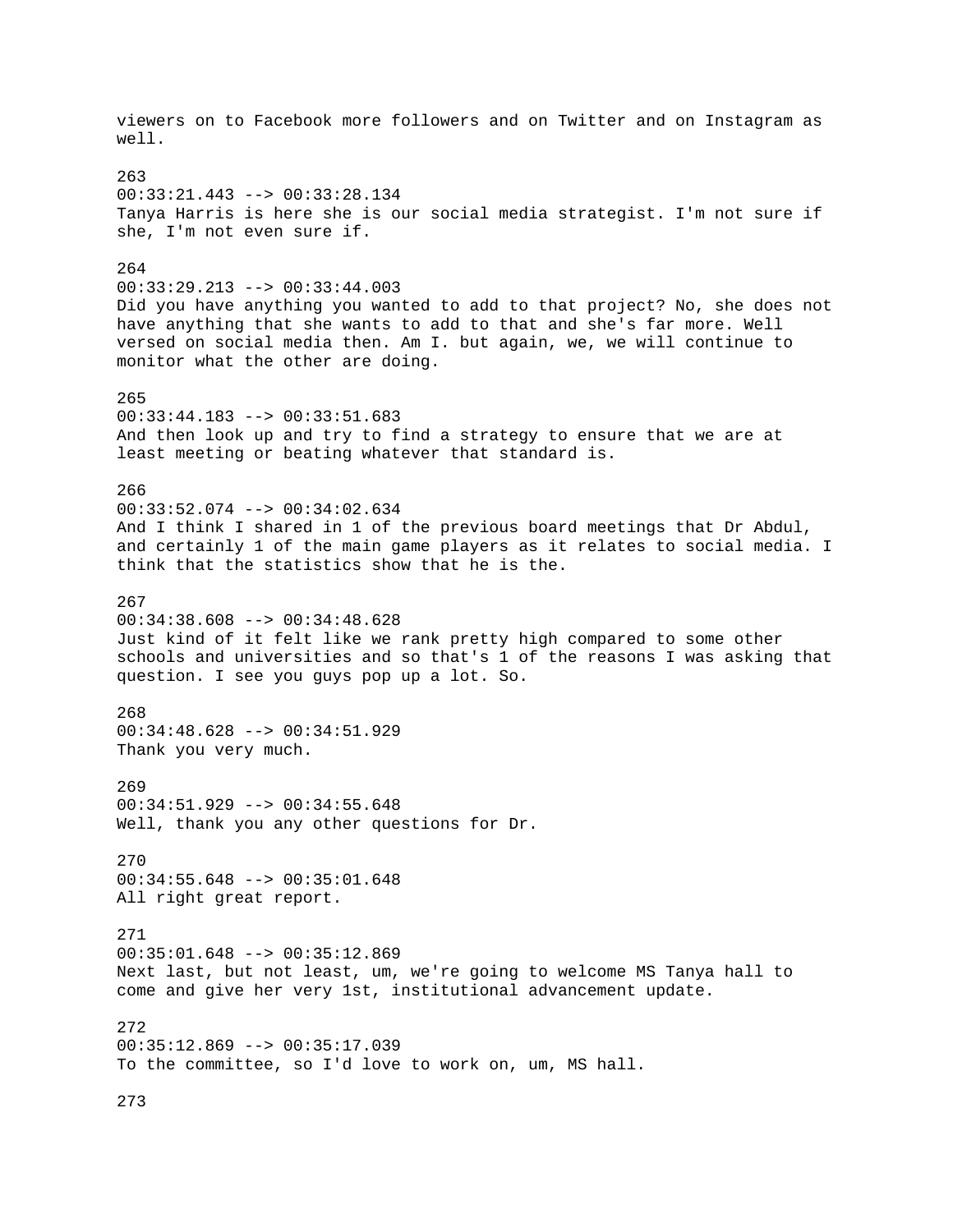viewers on to Facebook more followers and on Twitter and on Instagram as well.

263
00:33:21.443 --> 00:33:28.134
Tanya Harris is here she is our social media strategist. I'm not sure if she, I'm not even sure if.

264
00:33:29.213 --> 00:33:44.003
Did you have anything you wanted to add to that project? No, she does not have anything that she wants to add to that and she's far more. Well versed on social media then. Am I. but again, we, we will continue to monitor what the other are doing.

265
00:33:44.183 --> 00:33:51.683
And then look up and try to find a strategy to ensure that we are at least meeting or beating whatever that standard is.

266
00:33:52.074 --> 00:34:02.634
And I think I shared in 1 of the previous board meetings that Dr Abdul, and certainly 1 of the main game players as it relates to social media. I think that the statistics show that he is the.

267
00:34:38.608 --> 00:34:48.628
Just kind of it felt like we rank pretty high compared to some other schools and universities and so that's 1 of the reasons I was asking that question. I see you guys pop up a lot. So.

268
00:34:48.628 --> 00:34:51.929
Thank you very much.

269
00:34:51.929 --> 00:34:55.648
Well, thank you any other questions for Dr.

270
00:34:55.648 --> 00:35:01.648
All right great report.

271
00:35:01.648 --> 00:35:12.869
Next last, but not least, um, we're going to welcome MS Tanya hall to come and give her very 1st, institutional advancement update.

272
00:35:12.869 --> 00:35:17.039
To the committee, so I'd love to work on, um, MS hall.

273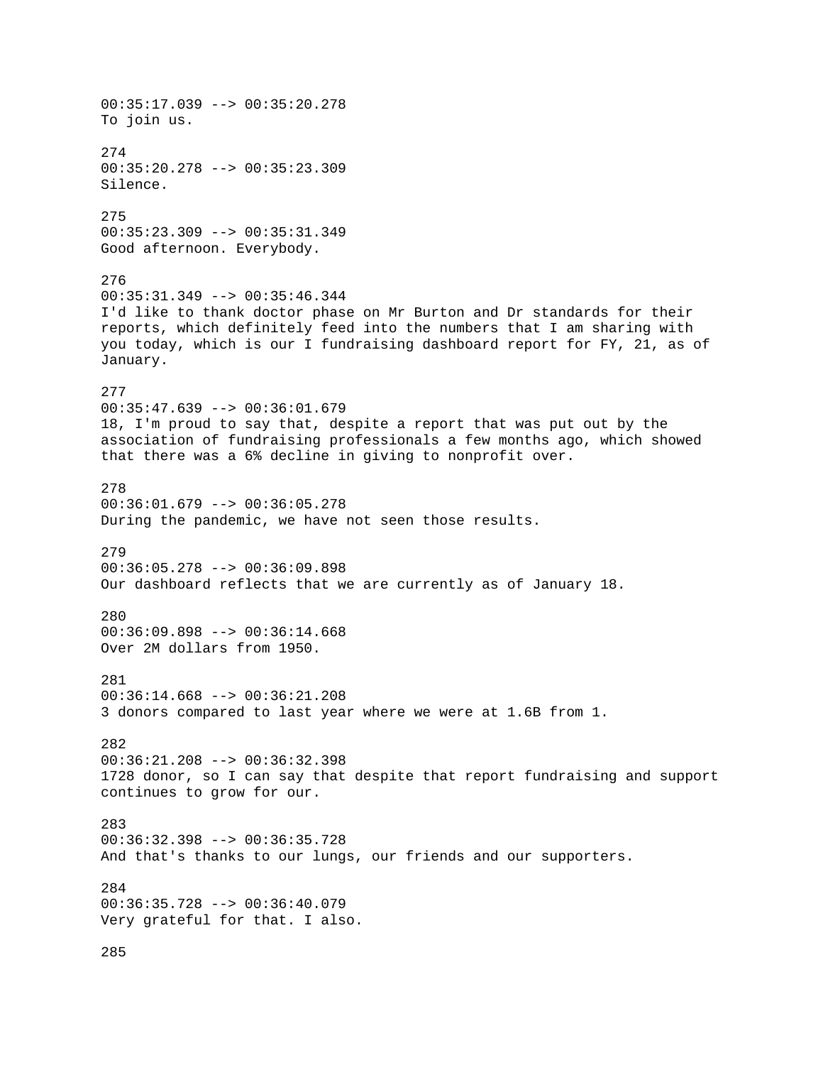00:35:17.039 --> 00:35:20.278
To join us.

274
00:35:20.278 --> 00:35:23.309
Silence.

275
00:35:23.309 --> 00:35:31.349
Good afternoon. Everybody.

276
00:35:31.349 --> 00:35:46.344
I'd like to thank doctor phase on Mr Burton and Dr standards for their reports, which definitely feed into the numbers that I am sharing with you today, which is our I fundraising dashboard report for FY, 21, as of January.

277
00:35:47.639 --> 00:36:01.679
18, I'm proud to say that, despite a report that was put out by the association of fundraising professionals a few months ago, which showed that there was a 6% decline in giving to nonprofit over.

278
00:36:01.679 --> 00:36:05.278
During the pandemic, we have not seen those results.

279
00:36:05.278 --> 00:36:09.898
Our dashboard reflects that we are currently as of January 18.

280
00:36:09.898 --> 00:36:14.668
Over 2M dollars from 1950.

281
00:36:14.668 --> 00:36:21.208
3 donors compared to last year where we were at 1.6B from 1.

282
00:36:21.208 --> 00:36:32.398
1728 donor, so I can say that despite that report fundraising and support continues to grow for our.

283
00:36:32.398 --> 00:36:35.728
And that's thanks to our lungs, our friends and our supporters.

284
00:36:35.728 --> 00:36:40.079
Very grateful for that. I also.

285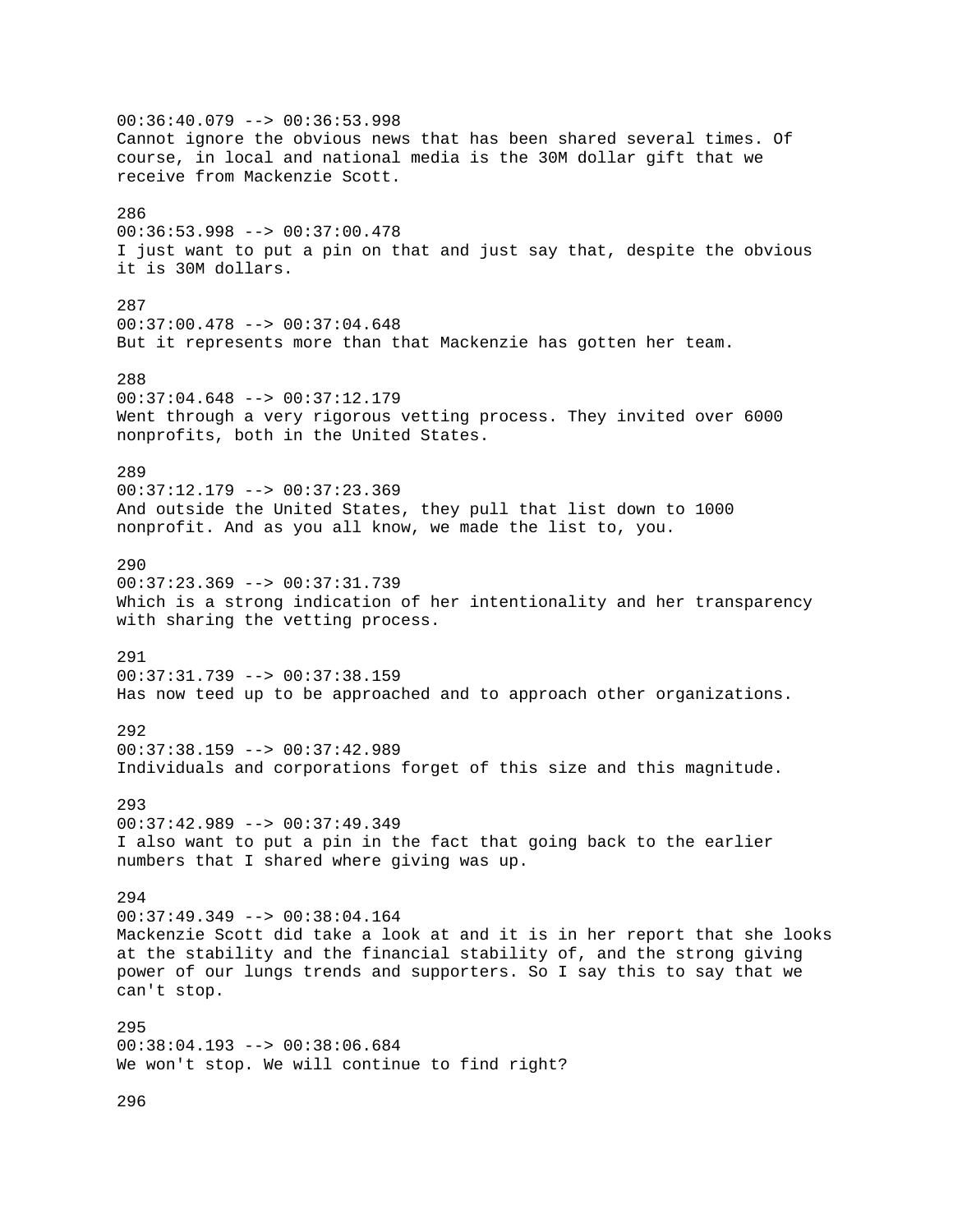00:36:40.079 --> 00:36:53.998
Cannot ignore the obvious news that has been shared several times. Of course, in local and national media is the 30M dollar gift that we receive from Mackenzie Scott.

286
00:36:53.998 --> 00:37:00.478
I just want to put a pin on that and just say that, despite the obvious it is 30M dollars.

287
00:37:00.478 --> 00:37:04.648
But it represents more than that Mackenzie has gotten her team.

288
00:37:04.648 --> 00:37:12.179
Went through a very rigorous vetting process. They invited over 6000 nonprofits, both in the United States.

289
00:37:12.179 --> 00:37:23.369
And outside the United States, they pull that list down to 1000 nonprofit. And as you all know, we made the list to, you.

290
00:37:23.369 --> 00:37:31.739
Which is a strong indication of her intentionality and her transparency with sharing the vetting process.

291
00:37:31.739 --> 00:37:38.159
Has now teed up to be approached and to approach other organizations.

292
00:37:38.159 --> 00:37:42.989
Individuals and corporations forget of this size and this magnitude.

293
00:37:42.989 --> 00:37:49.349
I also want to put a pin in the fact that going back to the earlier numbers that I shared where giving was up.

294
00:37:49.349 --> 00:38:04.164
Mackenzie Scott did take a look at and it is in her report that she looks at the stability and the financial stability of, and the strong giving power of our lungs trends and supporters. So I say this to say that we can't stop.

295
00:38:04.193 --> 00:38:06.684
We won't stop. We will continue to find right?

296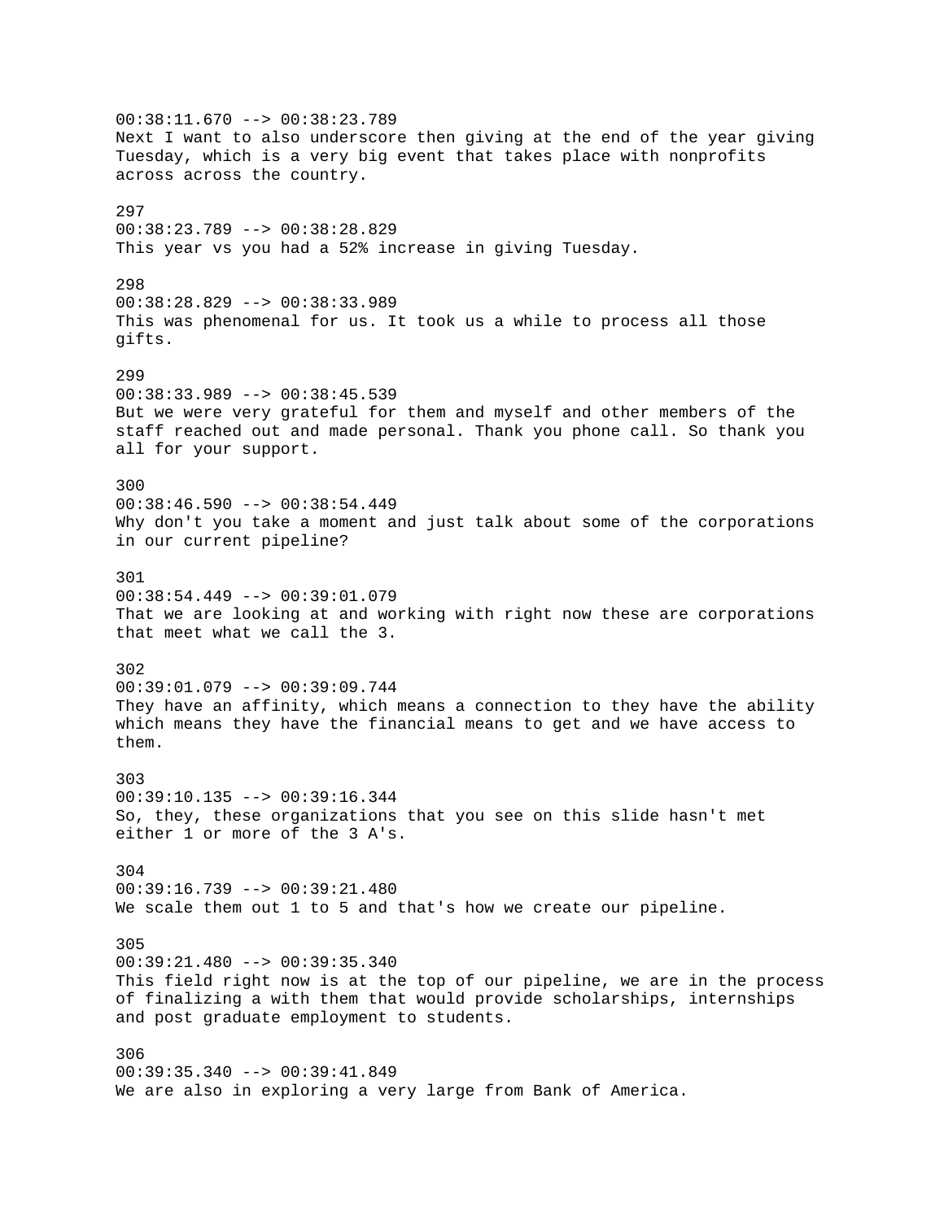00:38:11.670 --> 00:38:23.789
Next I want to also underscore then giving at the end of the year giving Tuesday, which is a very big event that takes place with nonprofits across across the country.

297
00:38:23.789 --> 00:38:28.829
This year vs you had a 52% increase in giving Tuesday.

298
00:38:28.829 --> 00:38:33.989
This was phenomenal for us. It took us a while to process all those gifts.

299
00:38:33.989 --> 00:38:45.539
But we were very grateful for them and myself and other members of the staff reached out and made personal. Thank you phone call. So thank you all for your support.

300
00:38:46.590 --> 00:38:54.449
Why don't you take a moment and just talk about some of the corporations in our current pipeline?

301
00:38:54.449 --> 00:39:01.079
That we are looking at and working with right now these are corporations that meet what we call the 3.

302
00:39:01.079 --> 00:39:09.744
They have an affinity, which means a connection to they have the ability which means they have the financial means to get and we have access to them.

303
00:39:10.135 --> 00:39:16.344
So, they, these organizations that you see on this slide hasn't met either 1 or more of the 3 A's.

304
00:39:16.739 --> 00:39:21.480
We scale them out 1 to 5 and that's how we create our pipeline.

305
00:39:21.480 --> 00:39:35.340
This field right now is at the top of our pipeline, we are in the process of finalizing a with them that would provide scholarships, internships and post graduate employment to students.

306
00:39:35.340 --> 00:39:41.849
We are also in exploring a very large from Bank of America.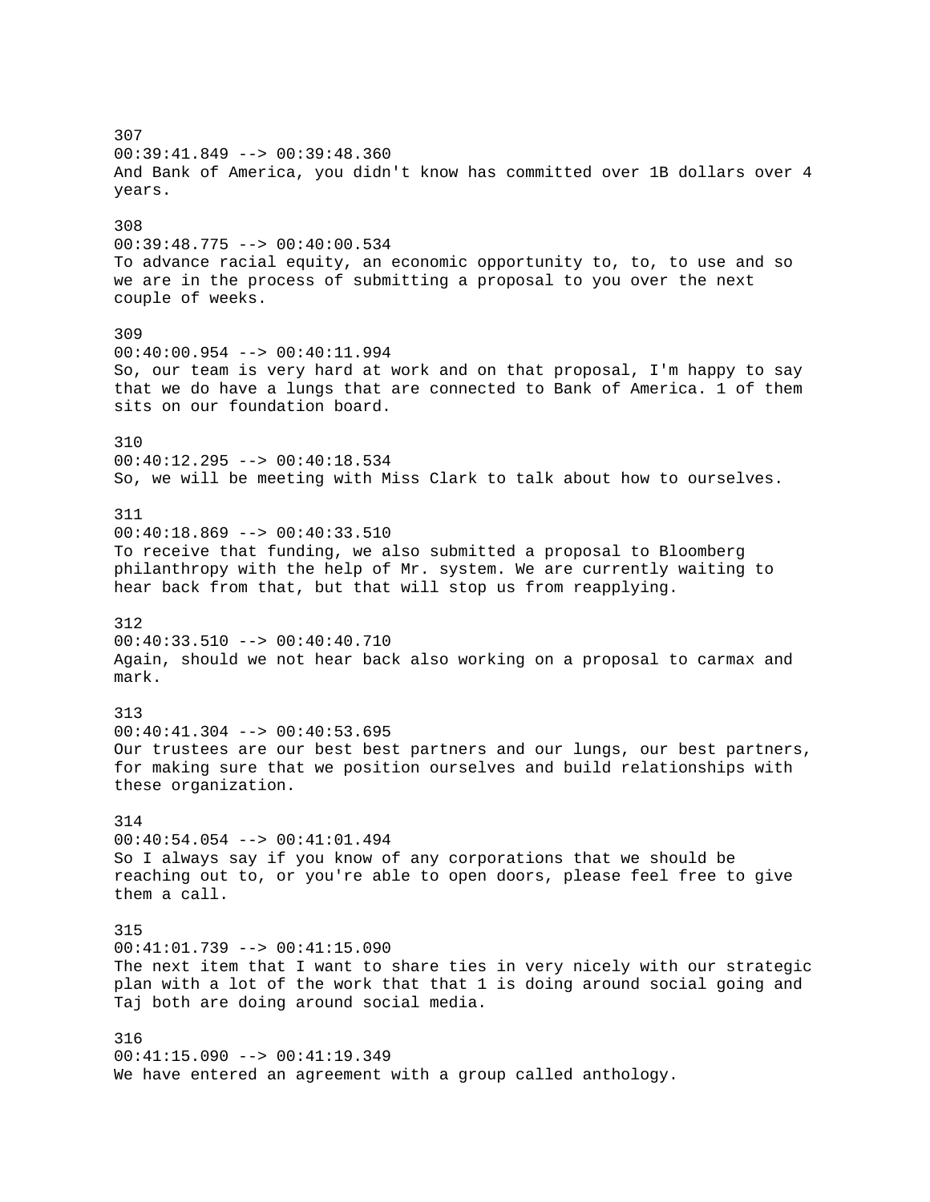307
00:39:41.849 --> 00:39:48.360
And Bank of America, you didn't know has committed over 1B dollars over 4 years.

308
00:39:48.775 --> 00:40:00.534
To advance racial equity, an economic opportunity to, to, to use and so we are in the process of submitting a proposal to you over the next couple of weeks.

309
00:40:00.954 --> 00:40:11.994
So, our team is very hard at work and on that proposal, I'm happy to say that we do have a lungs that are connected to Bank of America. 1 of them sits on our foundation board.

310
00:40:12.295 --> 00:40:18.534
So, we will be meeting with Miss Clark to talk about how to ourselves.

311
00:40:18.869 --> 00:40:33.510
To receive that funding, we also submitted a proposal to Bloomberg philanthropy with the help of Mr. system. We are currently waiting to hear back from that, but that will stop us from reapplying.

312
00:40:33.510 --> 00:40:40.710
Again, should we not hear back also working on a proposal to carmax and mark.

313
00:40:41.304 --> 00:40:53.695
Our trustees are our best best partners and our lungs, our best partners, for making sure that we position ourselves and build relationships with these organization.

314
00:40:54.054 --> 00:41:01.494
So I always say if you know of any corporations that we should be reaching out to, or you're able to open doors, please feel free to give them a call.

315
00:41:01.739 --> 00:41:15.090
The next item that I want to share ties in very nicely with our strategic plan with a lot of the work that that 1 is doing around social going and Taj both are doing around social media.

316
00:41:15.090 --> 00:41:19.349
We have entered an agreement with a group called anthology.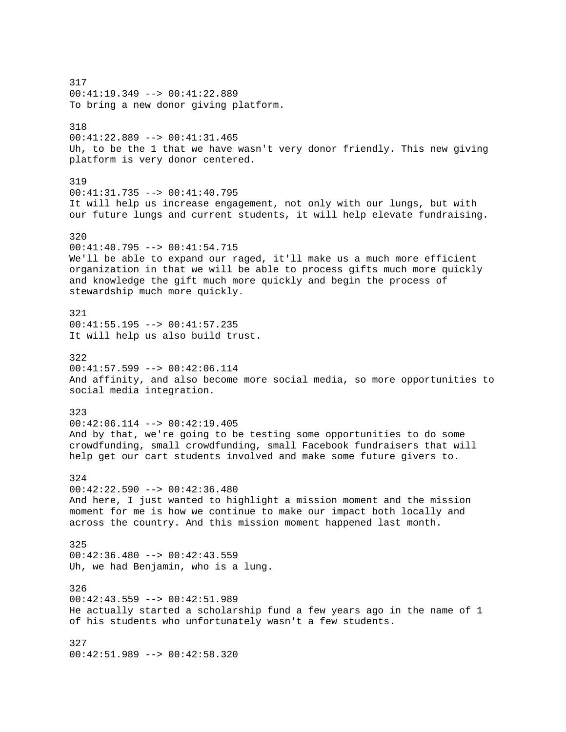317
00:41:19.349 --> 00:41:22.889
To bring a new donor giving platform.

318
00:41:22.889 --> 00:41:31.465
Uh, to be the 1 that we have wasn't very donor friendly. This new giving platform is very donor centered.

319
00:41:31.735 --> 00:41:40.795
It will help us increase engagement, not only with our lungs, but with our future lungs and current students, it will help elevate fundraising.

320
00:41:40.795 --> 00:41:54.715
We'll be able to expand our raged, it'll make us a much more efficient organization in that we will be able to process gifts much more quickly and knowledge the gift much more quickly and begin the process of stewardship much more quickly.

321
00:41:55.195 --> 00:41:57.235
It will help us also build trust.

322
00:41:57.599 --> 00:42:06.114
And affinity, and also become more social media, so more opportunities to social media integration.

323
00:42:06.114 --> 00:42:19.405
And by that, we're going to be testing some opportunities to do some crowdfunding, small crowdfunding, small Facebook fundraisers that will help get our cart students involved and make some future givers to.

324
00:42:22.590 --> 00:42:36.480
And here, I just wanted to highlight a mission moment and the mission moment for me is how we continue to make our impact both locally and across the country. And this mission moment happened last month.

325
00:42:36.480 --> 00:42:43.559
Uh, we had Benjamin, who is a lung.

326
00:42:43.559 --> 00:42:51.989
He actually started a scholarship fund a few years ago in the name of 1 of his students who unfortunately wasn't a few students.

327
00:42:51.989 --> 00:42:58.320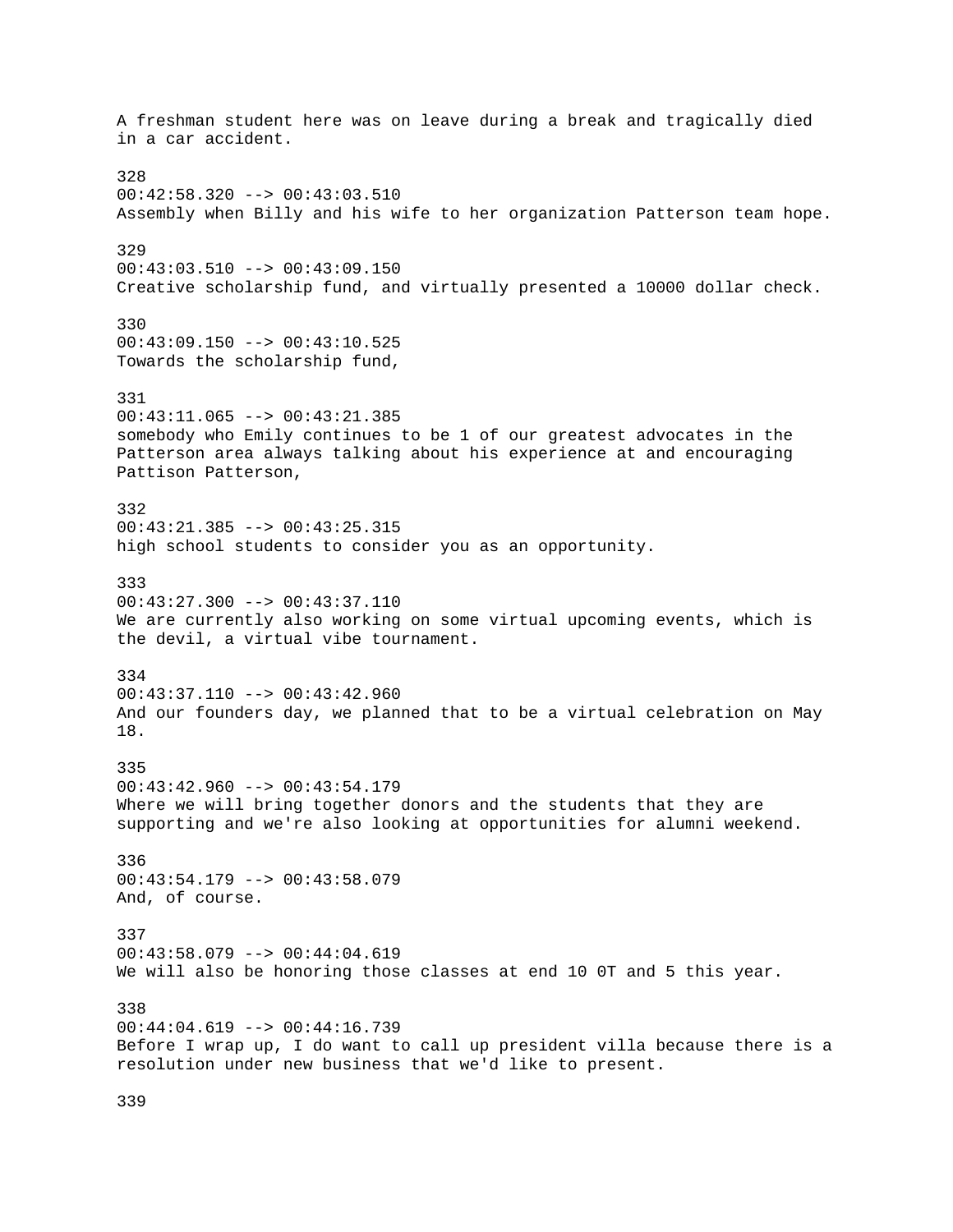A freshman student here was on leave during a break and tragically died in a car accident.

328
00:42:58.320 --> 00:43:03.510
Assembly when Billy and his wife to her organization Patterson team hope.

329
00:43:03.510 --> 00:43:09.150
Creative scholarship fund, and virtually presented a 10000 dollar check.

330
00:43:09.150 --> 00:43:10.525
Towards the scholarship fund,

331
00:43:11.065 --> 00:43:21.385
somebody who Emily continues to be 1 of our greatest advocates in the Patterson area always talking about his experience at and encouraging Pattison Patterson,

332
00:43:21.385 --> 00:43:25.315
high school students to consider you as an opportunity.

333
00:43:27.300 --> 00:43:37.110
We are currently also working on some virtual upcoming events, which is the devil, a virtual vibe tournament.

334
00:43:37.110 --> 00:43:42.960
And our founders day, we planned that to be a virtual celebration on May 18.

335
00:43:42.960 --> 00:43:54.179
Where we will bring together donors and the students that they are supporting and we're also looking at opportunities for alumni weekend.

336
00:43:54.179 --> 00:43:58.079
And, of course.

337
00:43:58.079 --> 00:44:04.619
We will also be honoring those classes at end 10 0T and 5 this year.

338
00:44:04.619 --> 00:44:16.739
Before I wrap up, I do want to call up president villa because there is a resolution under new business that we'd like to present.

339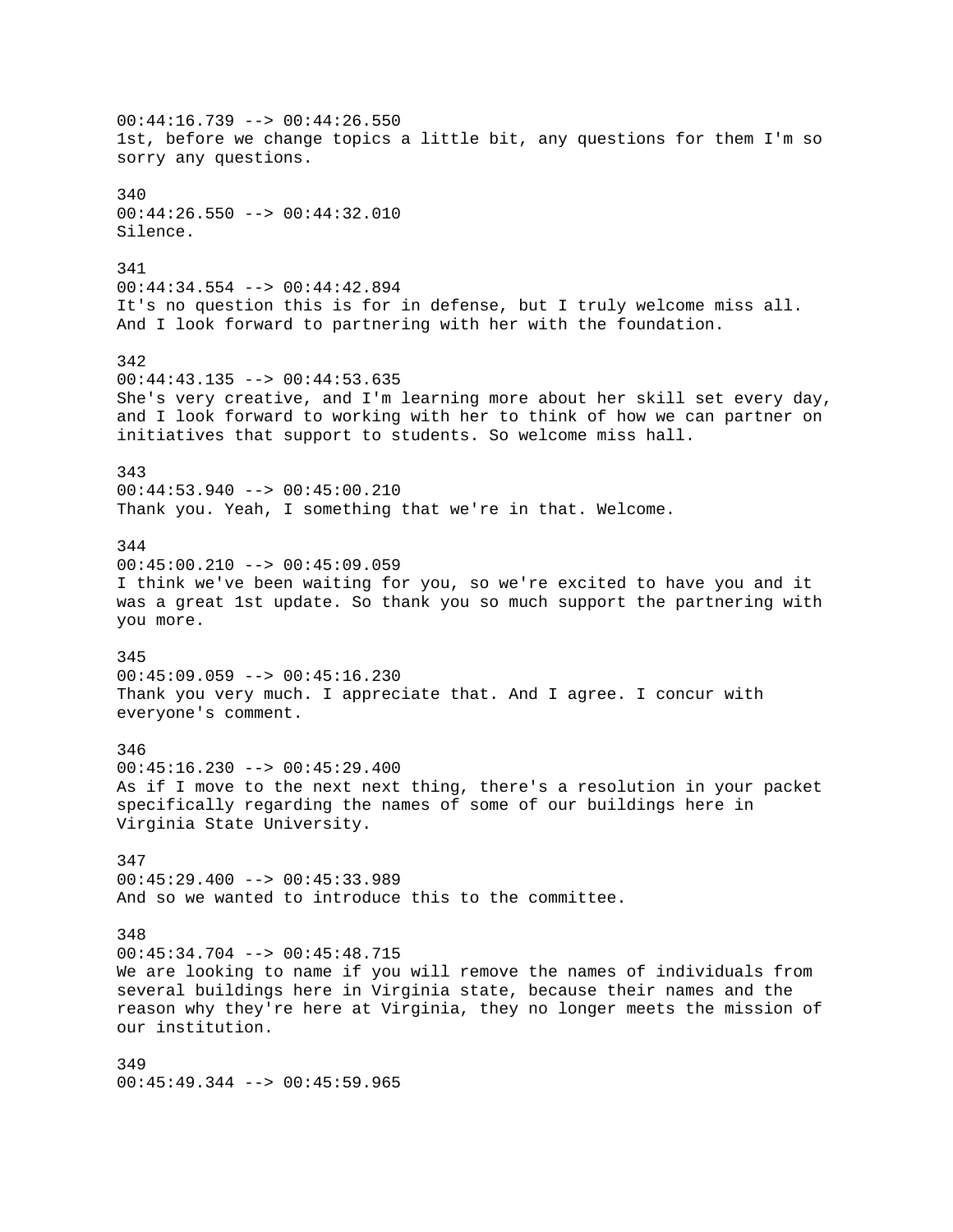00:44:16.739 --> 00:44:26.550
1st, before we change topics a little bit, any questions for them I'm so sorry any questions.

340
00:44:26.550 --> 00:44:32.010
Silence.

341
00:44:34.554 --> 00:44:42.894
It's no question this is for in defense, but I truly welcome miss all. And I look forward to partnering with her with the foundation.

342
00:44:43.135 --> 00:44:53.635
She's very creative, and I'm learning more about her skill set every day, and I look forward to working with her to think of how we can partner on initiatives that support to students. So welcome miss hall.

343
00:44:53.940 --> 00:45:00.210
Thank you. Yeah, I something that we're in that. Welcome.

344
00:45:00.210 --> 00:45:09.059
I think we've been waiting for you, so we're excited to have you and it was a great 1st update. So thank you so much support the partnering with you more.

345
00:45:09.059 --> 00:45:16.230
Thank you very much. I appreciate that. And I agree. I concur with everyone's comment.

346
00:45:16.230 --> 00:45:29.400
As if I move to the next next thing, there's a resolution in your packet specifically regarding the names of some of our buildings here in Virginia State University.

347
00:45:29.400 --> 00:45:33.989
And so we wanted to introduce this to the committee.

348
00:45:34.704 --> 00:45:48.715
We are looking to name if you will remove the names of individuals from several buildings here in Virginia state, because their names and the reason why they're here at Virginia, they no longer meets the mission of our institution.

349
00:45:49.344 --> 00:45:59.965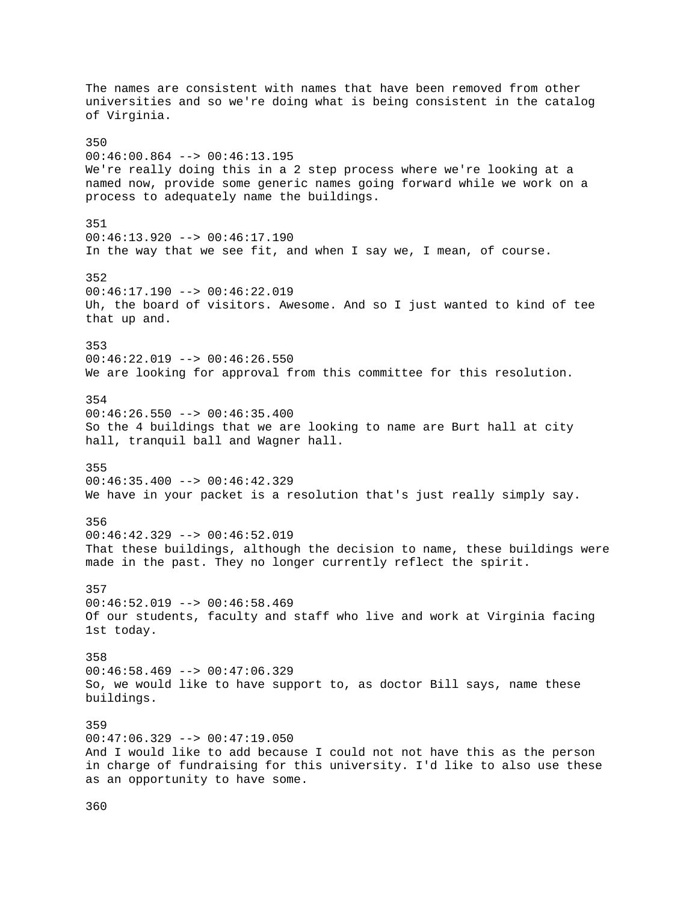The names are consistent with names that have been removed from other universities and so we're doing what is being consistent in the catalog of Virginia.

350
00:46:00.864 --> 00:46:13.195
We're really doing this in a 2 step process where we're looking at a named now, provide some generic names going forward while we work on a process to adequately name the buildings.

351
00:46:13.920 --> 00:46:17.190
In the way that we see fit, and when I say we, I mean, of course.

352
00:46:17.190 --> 00:46:22.019
Uh, the board of visitors. Awesome. And so I just wanted to kind of tee that up and.

353
00:46:22.019 --> 00:46:26.550
We are looking for approval from this committee for this resolution.

354
00:46:26.550 --> 00:46:35.400
So the 4 buildings that we are looking to name are Burt hall at city hall, tranquil ball and Wagner hall.

355
00:46:35.400 --> 00:46:42.329
We have in your packet is a resolution that's just really simply say.

356
00:46:42.329 --> 00:46:52.019
That these buildings, although the decision to name, these buildings were made in the past. They no longer currently reflect the spirit.

357
00:46:52.019 --> 00:46:58.469
Of our students, faculty and staff who live and work at Virginia facing 1st today.

358
00:46:58.469 --> 00:47:06.329
So, we would like to have support to, as doctor Bill says, name these buildings.

359
00:47:06.329 --> 00:47:19.050
And I would like to add because I could not not have this as the person in charge of fundraising for this university. I'd like to also use these as an opportunity to have some.

360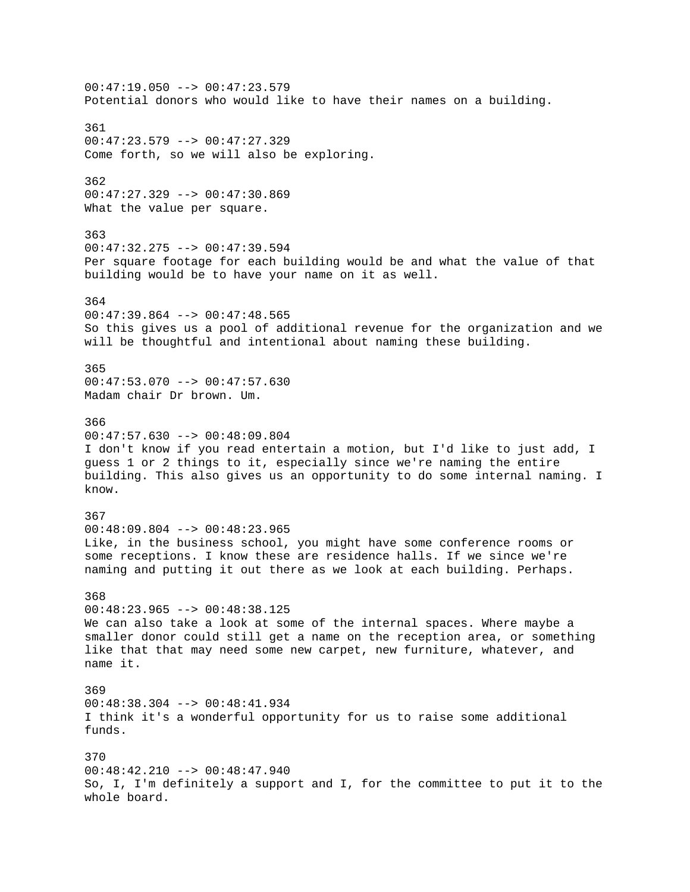00:47:19.050 --> 00:47:23.579
Potential donors who would like to have their names on a building.

361
00:47:23.579 --> 00:47:27.329
Come forth, so we will also be exploring.

362
00:47:27.329 --> 00:47:30.869
What the value per square.

363
00:47:32.275 --> 00:47:39.594
Per square footage for each building would be and what the value of that building would be to have your name on it as well.

364
00:47:39.864 --> 00:47:48.565
So this gives us a pool of additional revenue for the organization and we will be thoughtful and intentional about naming these building.

365
00:47:53.070 --> 00:47:57.630
Madam chair Dr brown. Um.

366
00:47:57.630 --> 00:48:09.804
I don't know if you read entertain a motion, but I'd like to just add, I guess 1 or 2 things to it, especially since we're naming the entire building. This also gives us an opportunity to do some internal naming. I know.

367
00:48:09.804 --> 00:48:23.965
Like, in the business school, you might have some conference rooms or some receptions. I know these are residence halls. If we since we're naming and putting it out there as we look at each building. Perhaps.

368
00:48:23.965 --> 00:48:38.125
We can also take a look at some of the internal spaces. Where maybe a smaller donor could still get a name on the reception area, or something like that that may need some new carpet, new furniture, whatever, and name it.

369
00:48:38.304 --> 00:48:41.934
I think it's a wonderful opportunity for us to raise some additional funds.

370
00:48:42.210 --> 00:48:47.940
So, I, I'm definitely a support and I, for the committee to put it to the whole board.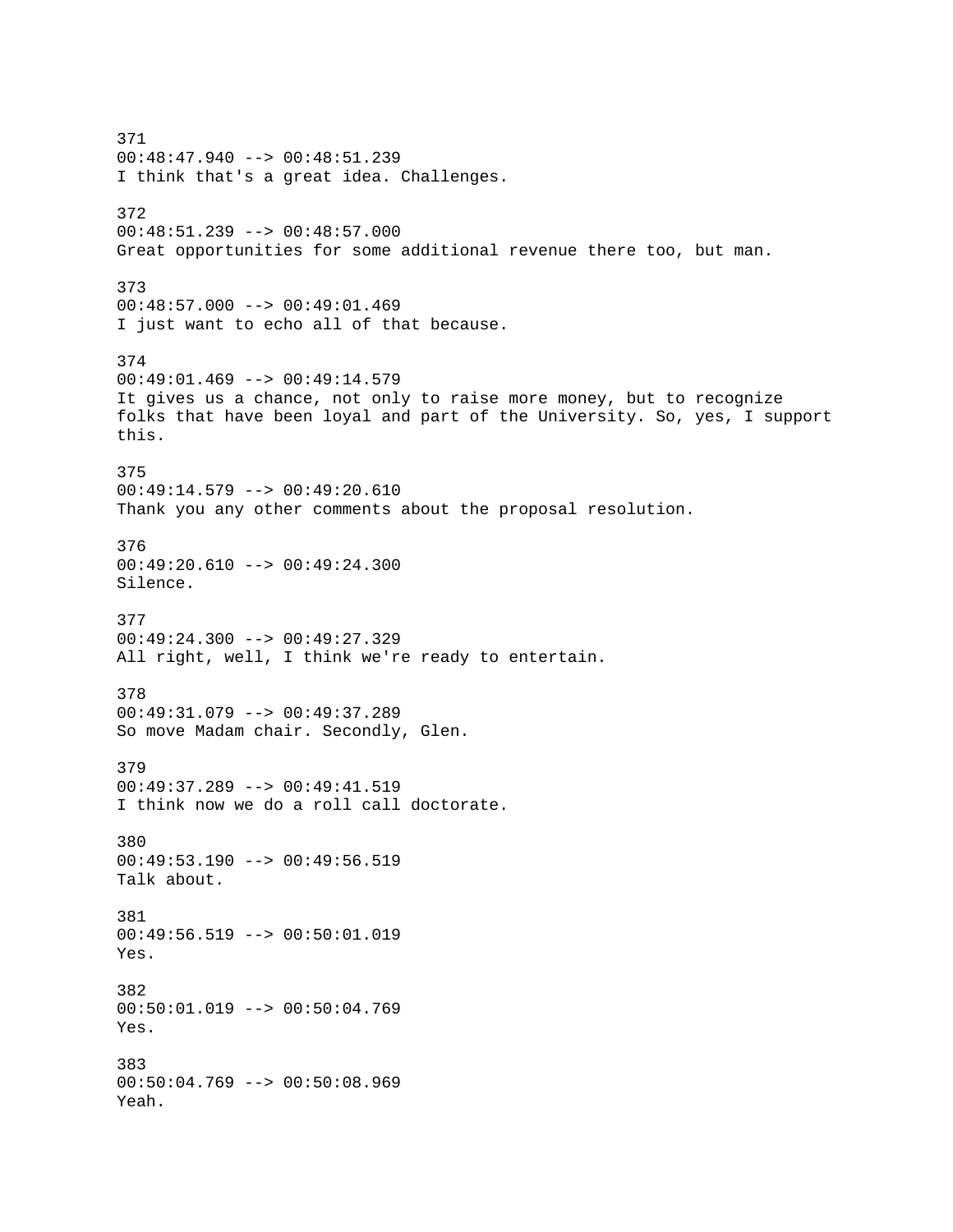371
00:48:47.940 --> 00:48:51.239
I think that's a great idea. Challenges.

372
00:48:51.239 --> 00:48:57.000
Great opportunities for some additional revenue there too, but man.

373
00:48:57.000 --> 00:49:01.469
I just want to echo all of that because.

374
00:49:01.469 --> 00:49:14.579
It gives us a chance, not only to raise more money, but to recognize folks that have been loyal and part of the University. So, yes, I support this.

375
00:49:14.579 --> 00:49:20.610
Thank you any other comments about the proposal resolution.

376
00:49:20.610 --> 00:49:24.300
Silence.

377
00:49:24.300 --> 00:49:27.329
All right, well, I think we're ready to entertain.

378
00:49:31.079 --> 00:49:37.289
So move Madam chair. Secondly, Glen.

379
00:49:37.289 --> 00:49:41.519
I think now we do a roll call doctorate.

380
00:49:53.190 --> 00:49:56.519
Talk about.

381
00:49:56.519 --> 00:50:01.019
Yes.

382
00:50:01.019 --> 00:50:04.769
Yes.

383
00:50:04.769 --> 00:50:08.969
Yeah.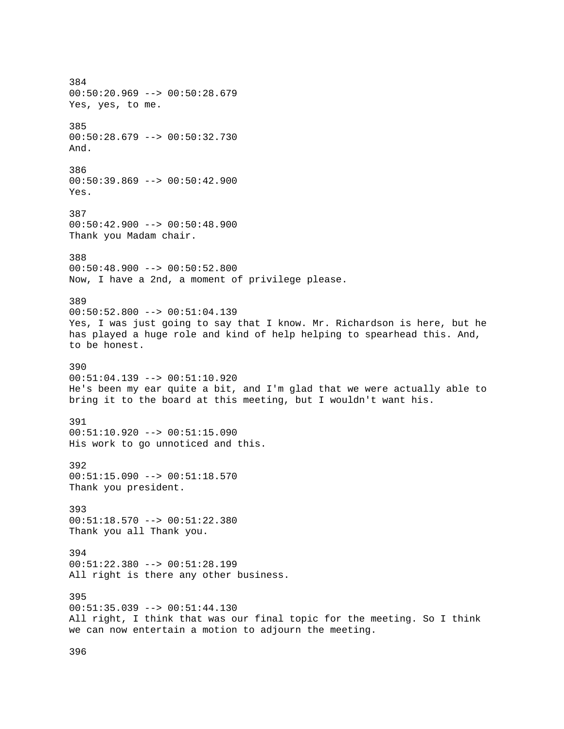384
00:50:20.969 --> 00:50:28.679
Yes, yes, to me.

385
00:50:28.679 --> 00:50:32.730
And.

386
00:50:39.869 --> 00:50:42.900
Yes.

387
00:50:42.900 --> 00:50:48.900
Thank you Madam chair.

388
00:50:48.900 --> 00:50:52.800
Now, I have a 2nd, a moment of privilege please.

389
00:50:52.800 --> 00:51:04.139
Yes, I was just going to say that I know. Mr. Richardson is here, but he has played a huge role and kind of help helping to spearhead this. And, to be honest.

390
00:51:04.139 --> 00:51:10.920
He's been my ear quite a bit, and I'm glad that we were actually able to bring it to the board at this meeting, but I wouldn't want his.

391
00:51:10.920 --> 00:51:15.090
His work to go unnoticed and this.

392
00:51:15.090 --> 00:51:18.570
Thank you president.

393
00:51:18.570 --> 00:51:22.380
Thank you all Thank you.

394
00:51:22.380 --> 00:51:28.199
All right is there any other business.

395
00:51:35.039 --> 00:51:44.130
All right, I think that was our final topic for the meeting. So I think we can now entertain a motion to adjourn the meeting.

396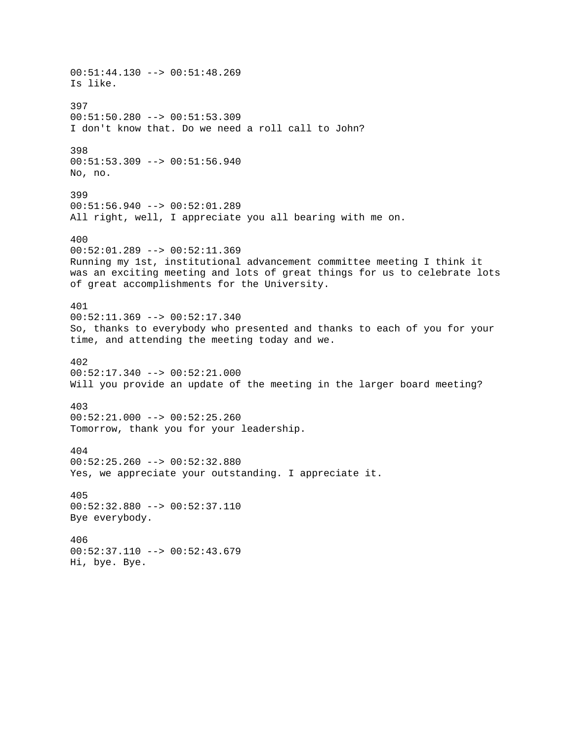00:51:44.130 --> 00:51:48.269
Is like.

397
00:51:50.280 --> 00:51:53.309
I don't know that. Do we need a roll call to John?

398
00:51:53.309 --> 00:51:56.940
No, no.

399
00:51:56.940 --> 00:52:01.289
All right, well, I appreciate you all bearing with me on.

400
00:52:01.289 --> 00:52:11.369
Running my 1st, institutional advancement committee meeting I think it was an exciting meeting and lots of great things for us to celebrate lots of great accomplishments for the University.

401
00:52:11.369 --> 00:52:17.340
So, thanks to everybody who presented and thanks to each of you for your time, and attending the meeting today and we.

402
00:52:17.340 --> 00:52:21.000
Will you provide an update of the meeting in the larger board meeting?

403
00:52:21.000 --> 00:52:25.260
Tomorrow, thank you for your leadership.

404
00:52:25.260 --> 00:52:32.880
Yes, we appreciate your outstanding. I appreciate it.

405
00:52:32.880 --> 00:52:37.110
Bye everybody.

406
00:52:37.110 --> 00:52:43.679
Hi, bye. Bye.